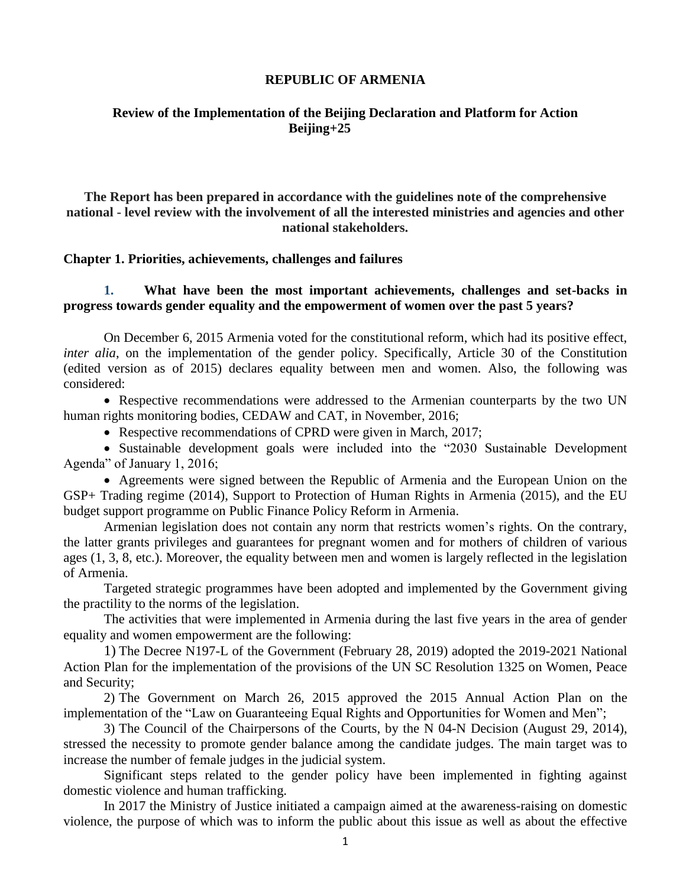**REPUBLIC OF ARMENIA**

**Review of the Implementation of the Beijing Declaration and Platform for Action Beijing+25**

**The Report has been prepared in accordance with the guidelines note of the comprehensive national - level review with the involvement of all the interested ministries and agencies and other national stakeholders.**

## Chapter 1. Priorities, achievements, challenges and failures

### 1. What have been the most important achievements, challenges and set-backs in progress towards gender equality and the empowerment of women over the past 5 years?

On December 6, 2015 Armenia voted for the constitutional reform, which had its positive effect, *inter alia*, on the implementation of the gender policy. Specifically, Article 30 of the Constitution (edited version as of 2015) declares equality between men and women. Also, the following was considered:

- Respective recommendations were addressed to the Armenian counterparts by the two UN human rights monitoring bodies, CEDAW and CAT, in November, 2016;
- Respective recommendations of CPRD were given in March, 2017;
- Sustainable development goals were included into the "2030 Sustainable Development Agenda" of January 1, 2016;
- Agreements were signed between the Republic of Armenia and the European Union on the GSP+ Trading regime (2014), Support to Protection of Human Rights in Armenia (2015), and the EU budget support programme on Public Finance Policy Reform in Armenia.

Armenian legislation does not contain any norm that restricts women's rights. On the contrary, the latter grants privileges and guarantees for pregnant women and for mothers of children of various ages (1, 3, 8, etc.). Moreover, the equality between men and women is largely reflected in the legislation of Armenia.

Targeted strategic programmes have been adopted and implemented by the Government giving the practility to the norms of the legislation.

The activities that were implemented in Armenia during the last five years in the area of gender equality and women empowerment are the following:

1) The Decree N197-L of the Government (February 28, 2019) adopted the 2019-2021 National Action Plan for the implementation of the provisions of the UN SC Resolution 1325 on Women, Peace and Security;

2) The Government on March 26, 2015 approved the 2015 Annual Action Plan on the implementation of the "Law on Guaranteeing Equal Rights and Opportunities for Women and Men";

3) The Council of the Chairpersons of the Courts, by the N 04-N Decision (August 29, 2014), stressed the necessity to promote gender balance among the candidate judges. The main target was to increase the number of female judges in the judicial system.

Significant steps related to the gender policy have been implemented in fighting against domestic violence and human trafficking.

In 2017 the Ministry of Justice initiated a campaign aimed at the awareness-raising on domestic violence, the purpose of which was to inform the public about this issue as well as about the effective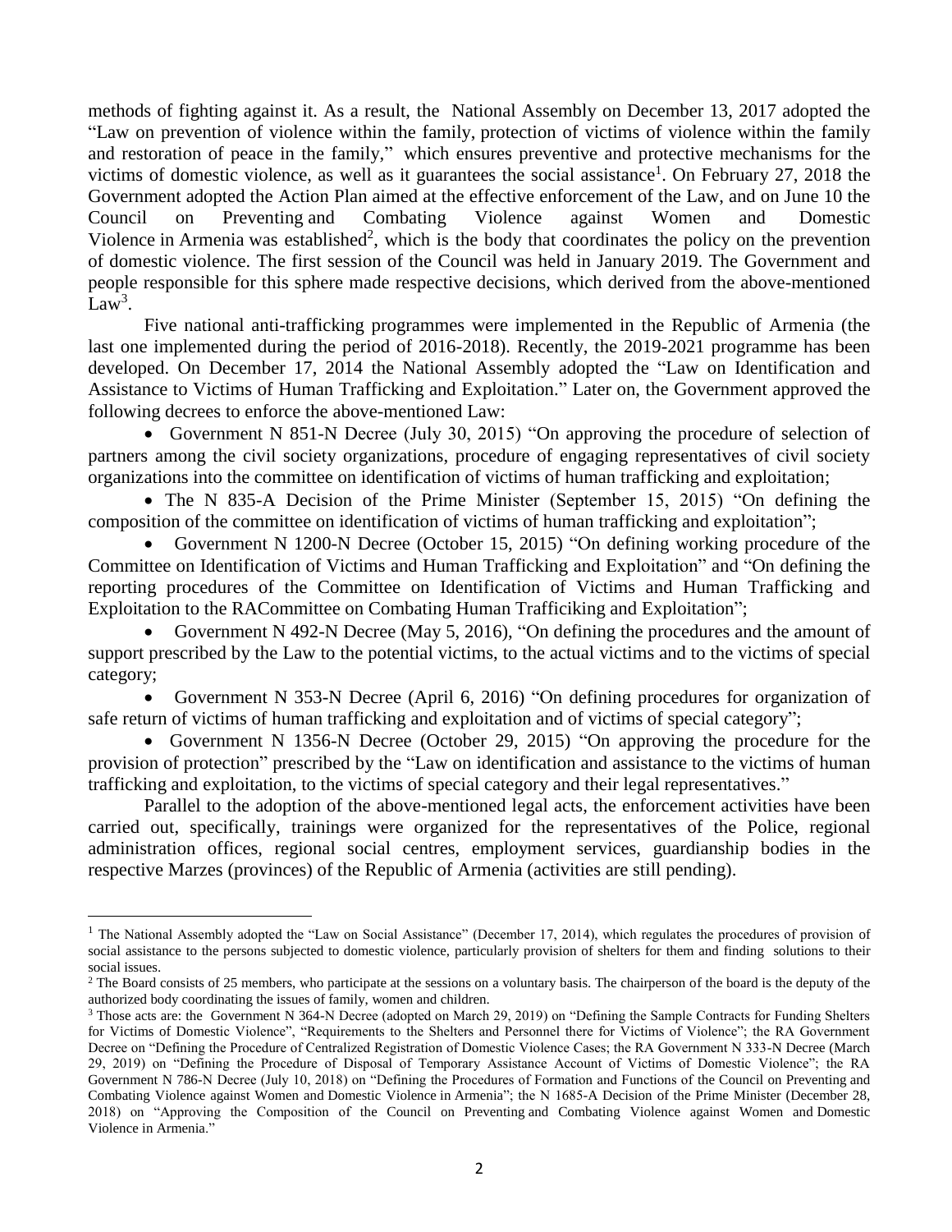methods of fighting against it. As a result, the National Assembly on December 13, 2017 adopted the "Law on prevention of violence within the family, protection of victims of violence within the family and restoration of peace in the family," which ensures preventive and protective mechanisms for the victims of domestic violence, as well as it guarantees the social assistance[1]. On February 27, 2018 the Government adopted the Action Plan aimed at the effective enforcement of the Law, and on June 10 the Council on Preventing and Combating Violence against Women and Domestic Violence in Armenia was established[2], which is the body that coordinates the policy on the prevention of domestic violence. The first session of the Council was held in January 2019. The Government and people responsible for this sphere made respective decisions, which derived from the above-mentioned Law[3].

Five national anti-trafficking programmes were implemented in the Republic of Armenia (the last one implemented during the period of 2016-2018). Recently, the 2019-2021 programme has been developed. On December 17, 2014 the National Assembly adopted the "Law on Identification and Assistance to Victims of Human Trafficking and Exploitation." Later on, the Government approved the following decrees to enforce the above-mentioned Law:

- Government N 851-N Decree (July 30, 2015) "On approving the procedure of selection of partners among the civil society organizations, procedure of engaging representatives of civil society organizations into the committee on identification of victims of human trafficking and exploitation;
- The N 835-A Decision of the Prime Minister (September 15, 2015) "On defining the composition of the committee on identification of victims of human trafficking and exploitation";
- Government N 1200-N Decree (October 15, 2015) "On defining working procedure of the Committee on Identification of Victims and Human Trafficking and Exploitation" and "On defining the reporting procedures of the Committee on Identification of Victims and Human Trafficking and Exploitation to the RACommittee on Combating Human Trafficiking and Exploitation";
- Government N 492-N Decree (May 5, 2016), "On defining the procedures and the amount of support prescribed by the Law to the potential victims, to the actual victims and to the victims of special category;
- Government N 353-N Decree (April 6, 2016) "On defining procedures for organization of safe return of victims of human trafficking and exploitation and of victims of special category";
- Government N 1356-N Decree (October 29, 2015) "On approving the procedure for the provision of protection" prescribed by the "Law on identification and assistance to the victims of human trafficking and exploitation, to the victims of special category and their legal representatives."

Parallel to the adoption of the above-mentioned legal acts, the enforcement activities have been carried out, specifically, trainings were organized for the representatives of the Police, regional administration offices, regional social centres, employment services, guardianship bodies in the respective Marzes (provinces) of the Republic of Armenia (activities are still pending).

---

[1] The National Assembly adopted the "Law on Social Assistance" (December 17, 2014), which regulates the procedures of provision of social assistance to the persons subjected to domestic violence, particularly provision of shelters for them and finding solutions to their social issues.

[2] The Board consists of 25 members, who participate at the sessions on a voluntary basis. The chairperson of the board is the deputy of the authorized body coordinating the issues of family, women and children.

[3] Those acts are: the Government N 364-N Decree (adopted on March 29, 2019) on "Defining the Sample Contracts for Funding Shelters for Victims of Domestic Violence", "Requirements to the Shelters and Personnel there for Victims of Violence"; the RA Government Decree on "Defining the Procedure of Centralized Registration of Domestic Violence Cases; the RA Government N 333-N Decree (March 29, 2019) on "Defining the Procedure of Disposal of Temporary Assistance Account of Victims of Domestic Violence"; the RA Government N 786-N Decree (July 10, 2018) on "Defining the Procedures of Formation and Functions of the Council on Preventing and Combating Violence against Women and Domestic Violence in Armenia"; the N 1685-A Decision of the Prime Minister (December 28, 2018) on "Approving the Composition of the Council on Preventing and Combating Violence against Women and Domestic Violence in Armenia."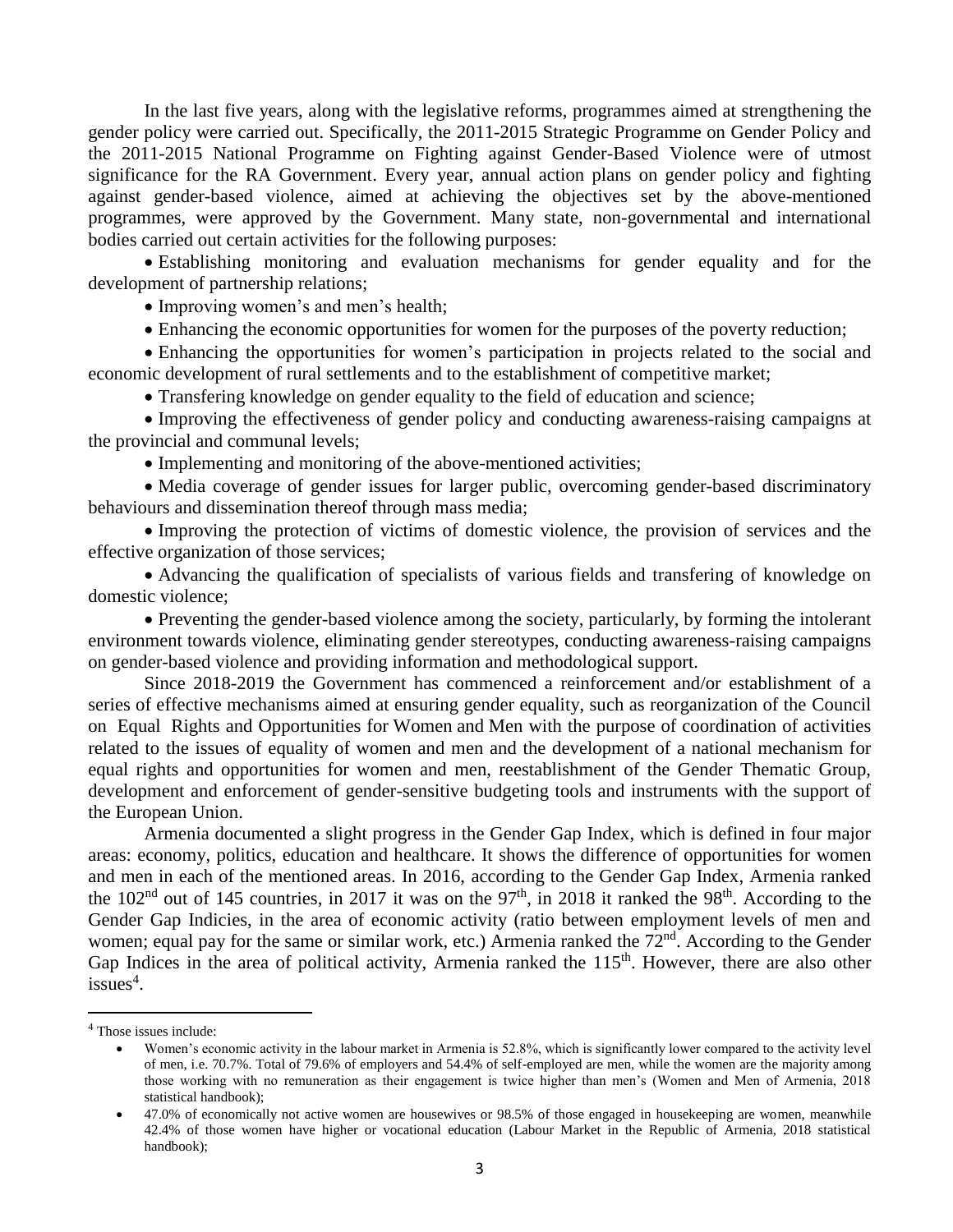In the last five years, along with the legislative reforms, programmes aimed at strengthening the gender policy were carried out. Specifically, the 2011-2015 Strategic Programme on Gender Policy and the 2011-2015 National Programme on Fighting against Gender-Based Violence were of utmost significance for the RA Government. Every year, annual action plans on gender policy and fighting against gender-based violence, aimed at achieving the objectives set by the above-mentioned programmes, were approved by the Government. Many state, non-governmental and international bodies carried out certain activities for the following purposes:

- Establishing monitoring and evaluation mechanisms for gender equality and for the development of partnership relations;
- Improving women's and men's health;
- Enhancing the economic opportunities for women for the purposes of the poverty reduction;
- Enhancing the opportunities for women's participation in projects related to the social and economic development of rural settlements and to the establishment of competitive market;
- Transfering knowledge on gender equality to the field of education and science;
- Improving the effectiveness of gender policy and conducting awareness-raising campaigns at the provincial and communal levels;
- Implementing and monitoring of the above-mentioned activities;
- Media coverage of gender issues for larger public, overcoming gender-based discriminatory behaviours and dissemination thereof through mass media;
- Improving the protection of victims of domestic violence, the provision of services and the effective organization of those services;
- Advancing the qualification of specialists of various fields and transfering of knowledge on domestic violence;
- Preventing the gender-based violence among the society, particularly, by forming the intolerant environment towards violence, eliminating gender stereotypes, conducting awareness-raising campaigns on gender-based violence and providing information and methodological support.

Since 2018-2019 the Government has commenced a reinforcement and/or establishment of a series of effective mechanisms aimed at ensuring gender equality, such as reorganization of the Council on Equal Rights and Opportunities for Women and Men with the purpose of coordination of activities related to the issues of equality of women and men and the development of a national mechanism for equal rights and opportunities for women and men, reestablishment of the Gender Thematic Group, development and enforcement of gender-sensitive budgeting tools and instruments with the support of the European Union.

Armenia documented a slight progress in the Gender Gap Index, which is defined in four major areas: economy, politics, education and healthcare. It shows the difference of opportunities for women and men in each of the mentioned areas. In 2016, according to the Gender Gap Index, Armenia ranked the 102nd out of 145 countries, in 2017 it was on the 97th, in 2018 it ranked the 98th. According to the Gender Gap Indicies, in the area of economic activity (ratio between employment levels of men and women; equal pay for the same or similar work, etc.) Armenia ranked the 72nd. According to the Gender Gap Indices in the area of political activity, Armenia ranked the 115th. However, there are also other issues[4].

---

[4] Those issues include:

- Women's economic activity in the labour market in Armenia is 52.8%, which is significantly lower compared to the activity level of men, i.e. 70.7%. Total of 79.6% of employers and 54.4% of self-employed are men, while the women are the majority among those working with no remuneration as their engagement is twice higher than men's (Women and Men of Armenia, 2018 statistical handbook);
- 47.0% of economically not active women are housewives or 98.5% of those engaged in housekeeping are women, meanwhile 42.4% of those women have higher or vocational education (Labour Market in the Republic of Armenia, 2018 statistical handbook);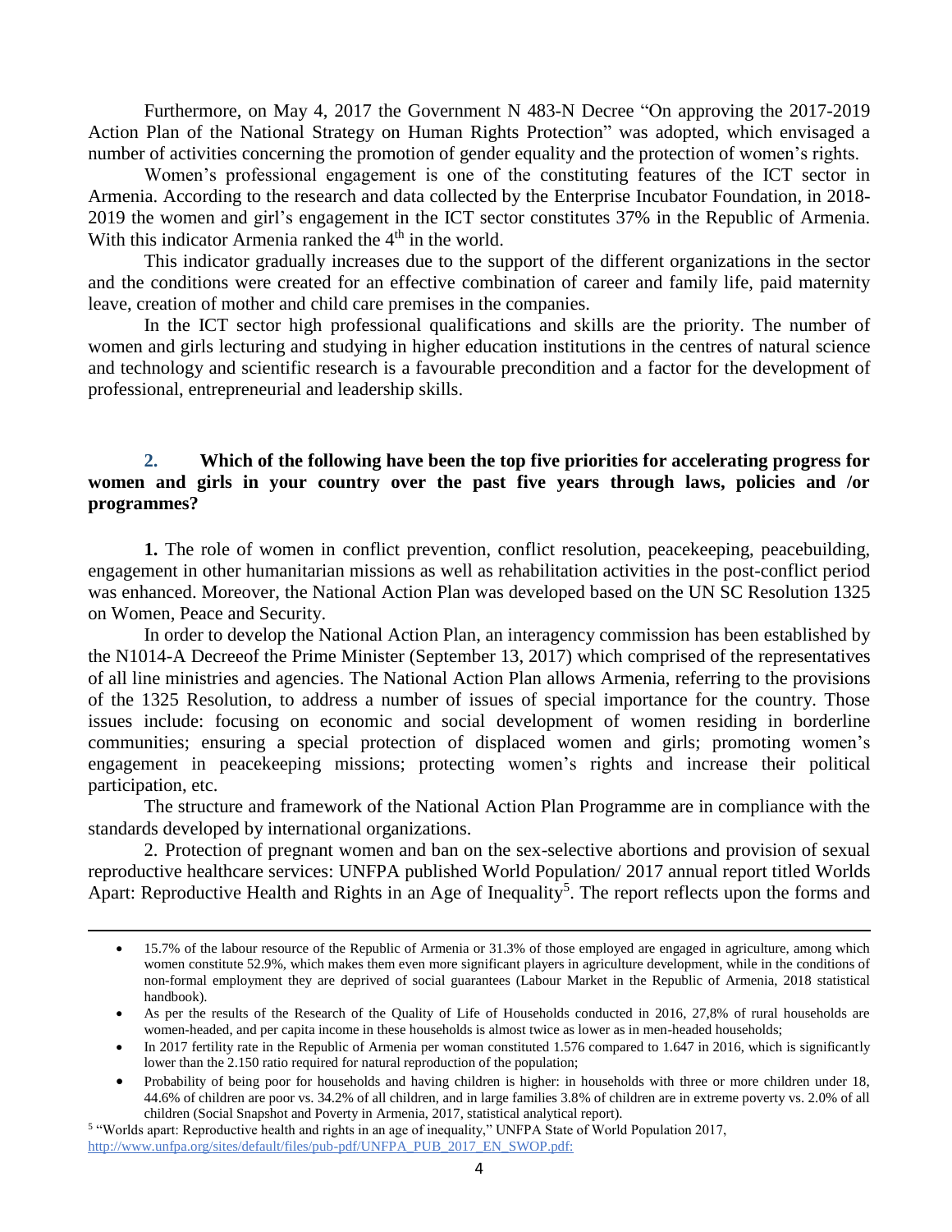Furthermore, on May 4, 2017 the Government N 483-N Decree "On approving the 2017-2019 Action Plan of the National Strategy on Human Rights Protection" was adopted, which envisaged a number of activities concerning the promotion of gender equality and the protection of women's rights.

Women's professional engagement is one of the constituting features of the ICT sector in Armenia. According to the research and data collected by the Enterprise Incubator Foundation, in 2018-2019 the women and girl's engagement in the ICT sector constitutes 37% in the Republic of Armenia. With this indicator Armenia ranked the 4th in the world.

This indicator gradually increases due to the support of the different organizations in the sector and the conditions were created for an effective combination of career and family life, paid maternity leave, creation of mother and child care premises in the companies.

In the ICT sector high professional qualifications and skills are the priority. The number of women and girls lecturing and studying in higher education institutions in the centres of natural science and technology and scientific research is a favourable precondition and a factor for the development of professional, entrepreneurial and leadership skills.

### 2. Which of the following have been the top five priorities for accelerating progress for women and girls in your country over the past five years through laws, policies and /or programmes?

**1.** The role of women in conflict prevention, conflict resolution, peacekeeping, peacebuilding, engagement in other humanitarian missions as well as rehabilitation activities in the post-conflict period was enhanced. Moreover, the National Action Plan was developed based on the UN SC Resolution 1325 on Women, Peace and Security.

In order to develop the National Action Plan, an interagency commission has been established by the N1014-A Decreeof the Prime Minister (September 13, 2017) which comprised of the representatives of all line ministries and agencies. The National Action Plan allows Armenia, referring to the provisions of the 1325 Resolution, to address a number of issues of special importance for the country. Those issues include: focusing on economic and social development of women residing in borderline communities; ensuring a special protection of displaced women and girls; promoting women's engagement in peacekeeping missions; protecting women's rights and increase their political participation, etc.

The structure and framework of the National Action Plan Programme are in compliance with the standards developed by international organizations.

2. Protection of pregnant women and ban on the sex-selective abortions and provision of sexual reproductive healthcare services: UNFPA published World Population/ 2017 annual report titled Worlds Apart: Reproductive Health and Rights in an Age of Inequality[5]. The report reflects upon the forms and

---

- 15.7% of the labour resource of the Republic of Armenia or 31.3% of those employed are engaged in agriculture, among which women constitute 52.9%, which makes them even more significant players in agriculture development, while in the conditions of non-formal employment they are deprived of social guarantees (Labour Market in the Republic of Armenia, 2018 statistical handbook).
- As per the results of the Research of the Quality of Life of Households conducted in 2016, 27,8% of rural households are women-headed, and per capita income in these households is almost twice as lower as in men-headed households;
- In 2017 fertility rate in the Republic of Armenia per woman constituted 1.576 compared to 1.647 in 2016, which is significantly lower than the 2.150 ratio required for natural reproduction of the population;
- Probability of being poor for households and having children is higher: in households with three or more children under 18, 44.6% of children are poor vs. 34.2% of all children, and in large families 3.8% of children are in extreme poverty vs. 2.0% of all children (Social Snapshot and Poverty in Armenia, 2017, statistical analytical report).

[5] "Worlds apart: Reproductive health and rights in an age of inequality," UNFPA State of World Population 2017, http://www.unfpa.org/sites/default/files/pub-pdf/UNFPA_PUB_2017_EN_SWOP.pdf: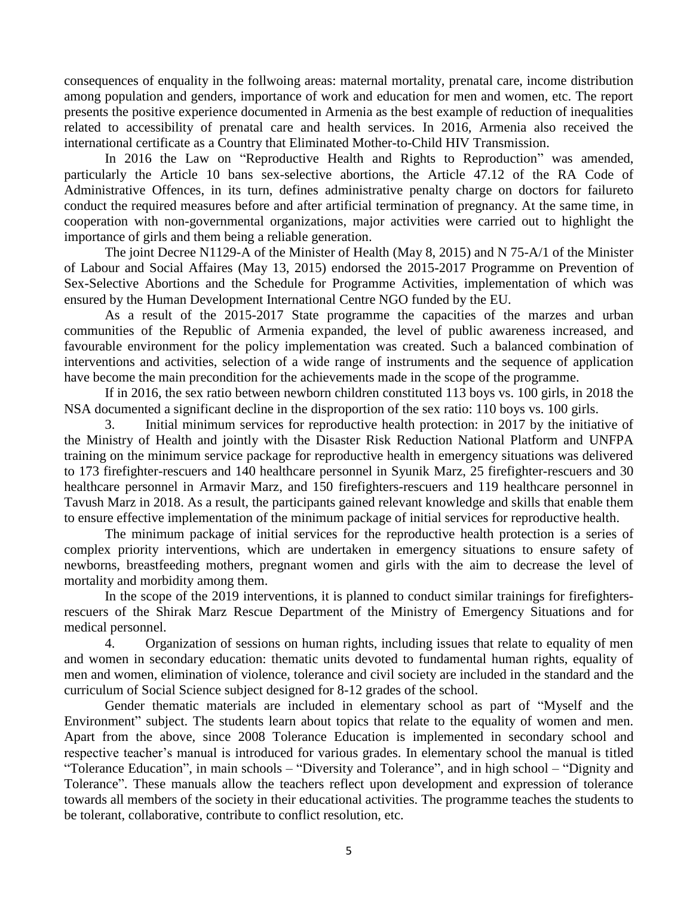consequences of enquality in the follwoing areas: maternal mortality, prenatal care, income distribution among population and genders, importance of work and education for men and women, etc. The report presents the positive experience documented in Armenia as the best example of reduction of inequalities related to accessibility of prenatal care and health services. In 2016, Armenia also received the international certificate as a Country that Eliminated Mother-to-Child HIV Transmission.

In 2016 the Law on "Reproductive Health and Rights to Reproduction" was amended, particularly the Article 10 bans sex-selective abortions, the Article 47.12 of the RA Code of Administrative Offences, in its turn, defines administrative penalty charge on doctors for failureto conduct the required measures before and after artificial termination of pregnancy. At the same time, in cooperation with non-governmental organizations, major activities were carried out to highlight the importance of girls and them being a reliable generation.

The joint Decree N1129-A of the Minister of Health (May 8, 2015) and N 75-A/1 of the Minister of Labour and Social Affaires (May 13, 2015) endorsed the 2015-2017 Programme on Prevention of Sex-Selective Abortions and the Schedule for Programme Activities, implementation of which was ensured by the Human Development International Centre NGO funded by the EU.

As a result of the 2015-2017 State programme the capacities of the marzes and urban communities of the Republic of Armenia expanded, the level of public awareness increased, and favourable environment for the policy implementation was created. Such a balanced combination of interventions and activities, selection of a wide range of instruments and the sequence of application have become the main precondition for the achievements made in the scope of the programme.

If in 2016, the sex ratio between newborn children constituted 113 boys vs. 100 girls, in 2018 the NSA documented a significant decline in the disproportion of the sex ratio: 110 boys vs. 100 girls.

3. Initial minimum services for reproductive health protection: in 2017 by the initiative of the Ministry of Health and jointly with the Disaster Risk Reduction National Platform and UNFPA training on the minimum service package for reproductive health in emergency situations was delivered to 173 firefighter-rescuers and 140 healthcare personnel in Syunik Marz, 25 firefighter-rescuers and 30 healthcare personnel in Armavir Marz, and 150 firefighters-rescuers and 119 healthcare personnel in Tavush Marz in 2018. As a result, the participants gained relevant knowledge and skills that enable them to ensure effective implementation of the minimum package of initial services for reproductive health.

The minimum package of initial services for the reproductive health protection is a series of complex priority interventions, which are undertaken in emergency situations to ensure safety of newborns, breastfeeding mothers, pregnant women and girls with the aim to decrease the level of mortality and morbidity among them.

In the scope of the 2019 interventions, it is planned to conduct similar trainings for firefighters-rescuers of the Shirak Marz Rescue Department of the Ministry of Emergency Situations and for medical personnel.

4. Organization of sessions on human rights, including issues that relate to equality of men and women in secondary education: thematic units devoted to fundamental human rights, equality of men and women, elimination of violence, tolerance and civil society are included in the standard and the curriculum of Social Science subject designed for 8-12 grades of the school.

Gender thematic materials are included in elementary school as part of "Myself and the Environment" subject. The students learn about topics that relate to the equality of women and men. Apart from the above, since 2008 Tolerance Education is implemented in secondary school and respective teacher's manual is introduced for various grades. In elementary school the manual is titled "Tolerance Education", in main schools – "Diversity and Tolerance", and in high school – "Dignity and Tolerance". These manuals allow the teachers reflect upon development and expression of tolerance towards all members of the society in their educational activities. The programme teaches the students to be tolerant, collaborative, contribute to conflict resolution, etc.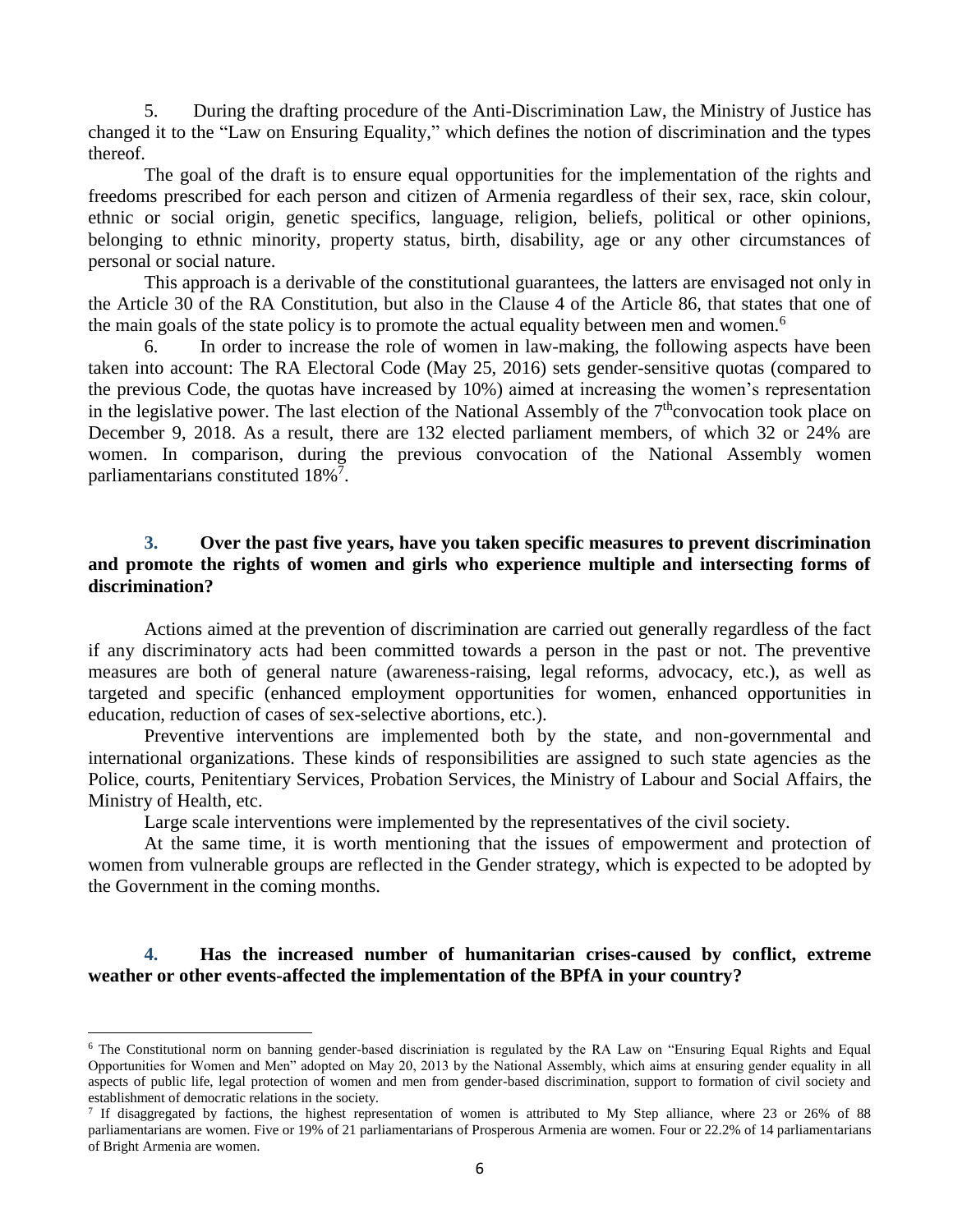5. During the drafting procedure of the Anti-Discrimination Law, the Ministry of Justice has changed it to the "Law on Ensuring Equality," which defines the notion of discrimination and the types thereof.

The goal of the draft is to ensure equal opportunities for the implementation of the rights and freedoms prescribed for each person and citizen of Armenia regardless of their sex, race, skin colour, ethnic or social origin, genetic specifics, language, religion, beliefs, political or other opinions, belonging to ethnic minority, property status, birth, disability, age or any other circumstances of personal or social nature.

This approach is a derivable of the constitutional guarantees, the latters are envisaged not only in the Article 30 of the RA Constitution, but also in the Clause 4 of the Article 86, that states that one of the main goals of the state policy is to promote the actual equality between men and women.[6]

6. In order to increase the role of women in law-making, the following aspects have been taken into account: The RA Electoral Code (May 25, 2016) sets gender-sensitive quotas (compared to the previous Code, the quotas have increased by 10%) aimed at increasing the women's representation in the legislative power. The last election of the National Assembly of the 7th convocation took place on December 9, 2018. As a result, there are 132 elected parliament members, of which 32 or 24% are women. In comparison, during the previous convocation of the National Assembly women parliamentarians constituted 18%[7].

### 3. Over the past five years, have you taken specific measures to prevent discrimination and promote the rights of women and girls who experience multiple and intersecting forms of discrimination?

Actions aimed at the prevention of discrimination are carried out generally regardless of the fact if any discriminatory acts had been committed towards a person in the past or not. The preventive measures are both of general nature (awareness-raising, legal reforms, advocacy, etc.), as well as targeted and specific (enhanced employment opportunities for women, enhanced opportunities in education, reduction of cases of sex-selective abortions, etc.).

Preventive interventions are implemented both by the state, and non-governmental and international organizations. These kinds of responsibilities are assigned to such state agencies as the Police, courts, Penitentiary Services, Probation Services, the Ministry of Labour and Social Affairs, the Ministry of Health, etc.

Large scale interventions were implemented by the representatives of the civil society.

At the same time, it is worth mentioning that the issues of empowerment and protection of women from vulnerable groups are reflected in the Gender strategy, which is expected to be adopted by the Government in the coming months.

### 4. Has the increased number of humanitarian crises-caused by conflict, extreme weather or other events-affected the implementation of the BPfA in your country?

---

[6] The Constitutional norm on banning gender-based discriniation is regulated by the RA Law on "Ensuring Equal Rights and Equal Opportunities for Women and Men" adopted on May 20, 2013 by the National Assembly, which aims at ensuring gender equality in all aspects of public life, legal protection of women and men from gender-based discrimination, support to formation of civil society and establishment of democratic relations in the society.

[7] If disaggregated by factions, the highest representation of women is attributed to My Step alliance, where 23 or 26% of 88 parliamentarians are women. Five or 19% of 21 parliamentarians of Prosperous Armenia are women. Four or 22.2% of 14 parliamentarians of Bright Armenia are women.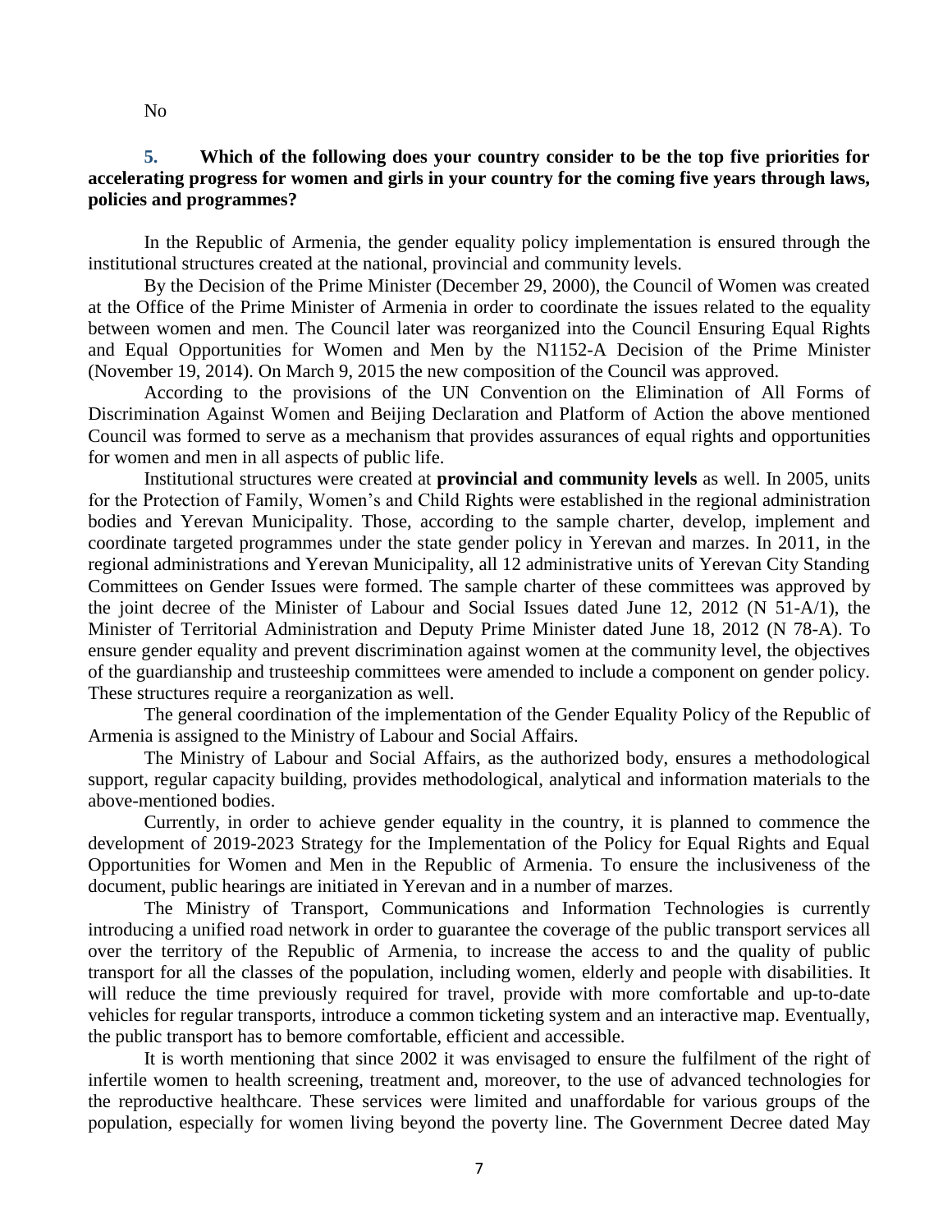No

**5. Which of the following does your country consider to be the top five priorities for accelerating progress for women and girls in your country for the coming five years through laws, policies and programmes?**

In the Republic of Armenia, the gender equality policy implementation is ensured through the institutional structures created at the national, provincial and community levels.

By the Decision of the Prime Minister (December 29, 2000), the Council of Women was created at the Office of the Prime Minister of Armenia in order to coordinate the issues related to the equality between women and men. The Council later was reorganized into the Council Ensuring Equal Rights and Equal Opportunities for Women and Men by the N1152-A Decision of the Prime Minister (November 19, 2014). On March 9, 2015 the new composition of the Council was approved.

According to the provisions of the UN Convention on the Elimination of All Forms of Discrimination Against Women and Beijing Declaration and Platform of Action the above mentioned Council was formed to serve as a mechanism that provides assurances of equal rights and opportunities for women and men in all aspects of public life.

Institutional structures were created at **provincial and community levels** as well. In 2005, units for the Protection of Family, Women's and Child Rights were established in the regional administration bodies and Yerevan Municipality. Those, according to the sample charter, develop, implement and coordinate targeted programmes under the state gender policy in Yerevan and marzes. In 2011, in the regional administrations and Yerevan Municipality, all 12 administrative units of Yerevan City Standing Committees on Gender Issues were formed. The sample charter of these committees was approved by the joint decree of the Minister of Labour and Social Issues dated June 12, 2012 (N 51-A/1), the Minister of Territorial Administration and Deputy Prime Minister dated June 18, 2012 (N 78-A). To ensure gender equality and prevent discrimination against women at the community level, the objectives of the guardianship and trusteeship committees were amended to include a component on gender policy. These structures require a reorganization as well.

The general coordination of the implementation of the Gender Equality Policy of the Republic of Armenia is assigned to the Ministry of Labour and Social Affairs.

The Ministry of Labour and Social Affairs, as the authorized body, ensures a methodological support, regular capacity building, provides methodological, analytical and information materials to the above-mentioned bodies.

Currently, in order to achieve gender equality in the country, it is planned to commence the development of 2019-2023 Strategy for the Implementation of the Policy for Equal Rights and Equal Opportunities for Women and Men in the Republic of Armenia. To ensure the inclusiveness of the document, public hearings are initiated in Yerevan and in a number of marzes.

The Ministry of Transport, Communications and Information Technologies is currently introducing a unified road network in order to guarantee the coverage of the public transport services all over the territory of the Republic of Armenia, to increase the access to and the quality of public transport for all the classes of the population, including women, elderly and people with disabilities. It will reduce the time previously required for travel, provide with more comfortable and up-to-date vehicles for regular transports, introduce a common ticketing system and an interactive map. Eventually, the public transport has to bemore comfortable, efficient and accessible.

It is worth mentioning that since 2002 it was envisaged to ensure the fulfilment of the right of infertile women to health screening, treatment and, moreover, to the use of advanced technologies for the reproductive healthcare. These services were limited and unaffordable for various groups of the population, especially for women living beyond the poverty line. The Government Decree dated May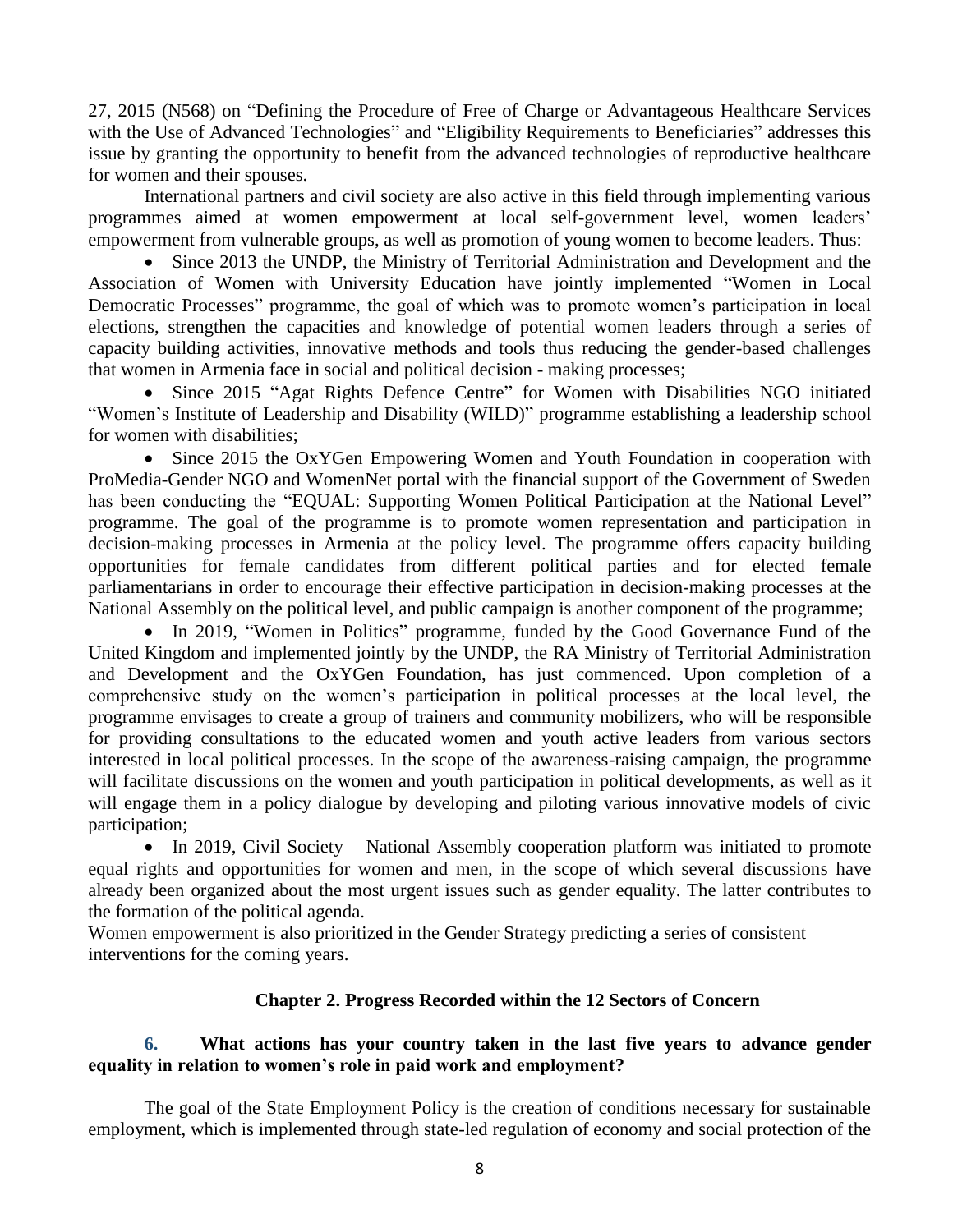27, 2015 (N568) on "Defining the Procedure of Free of Charge or Advantageous Healthcare Services with the Use of Advanced Technologies" and "Eligibility Requirements to Beneficiaries" addresses this issue by granting the opportunity to benefit from the advanced technologies of reproductive healthcare for women and their spouses.

International partners and civil society are also active in this field through implementing various programmes aimed at women empowerment at local self-government level, women leaders' empowerment from vulnerable groups, as well as promotion of young women to become leaders. Thus:

- Since 2013 the UNDP, the Ministry of Territorial Administration and Development and the Association of Women with University Education have jointly implemented "Women in Local Democratic Processes" programme, the goal of which was to promote women's participation in local elections, strengthen the capacities and knowledge of potential women leaders through a series of capacity building activities, innovative methods and tools thus reducing the gender-based challenges that women in Armenia face in social and political decision - making processes;
- Since 2015 "Agat Rights Defence Centre" for Women with Disabilities NGO initiated "Women's Institute of Leadership and Disability (WILD)" programme establishing a leadership school for women with disabilities;
- Since 2015 the OxYGen Empowering Women and Youth Foundation in cooperation with ProMedia-Gender NGO and WomenNet portal with the financial support of the Government of Sweden has been conducting the "EQUAL: Supporting Women Political Participation at the National Level" programme. The goal of the programme is to promote women representation and participation in decision-making processes in Armenia at the policy level. The programme offers capacity building opportunities for female candidates from different political parties and for elected female parliamentarians in order to encourage their effective participation in decision-making processes at the National Assembly on the political level, and public campaign is another component of the programme;
- In 2019, "Women in Politics" programme, funded by the Good Governance Fund of the United Kingdom and implemented jointly by the UNDP, the RA Ministry of Territorial Administration and Development and the OxYGen Foundation, has just commenced. Upon completion of a comprehensive study on the women's participation in political processes at the local level, the programme envisages to create a group of trainers and community mobilizers, who will be responsible for providing consultations to the educated women and youth active leaders from various sectors interested in local political processes. In the scope of the awareness-raising campaign, the programme will facilitate discussions on the women and youth participation in political developments, as well as it will engage them in a policy dialogue by developing and piloting various innovative models of civic participation;
- In 2019, Civil Society – National Assembly cooperation platform was initiated to promote equal rights and opportunities for women and men, in the scope of which several discussions have already been organized about the most urgent issues such as gender equality. The latter contributes to the formation of the political agenda.

Women empowerment is also prioritized in the Gender Strategy predicting a series of consistent interventions for the coming years.

## Chapter 2. Progress Recorded within the 12 Sectors of Concern

### 6. What actions has your country taken in the last five years to advance gender equality in relation to women's role in paid work and employment?

The goal of the State Employment Policy is the creation of conditions necessary for sustainable employment, which is implemented through state-led regulation of economy and social protection of the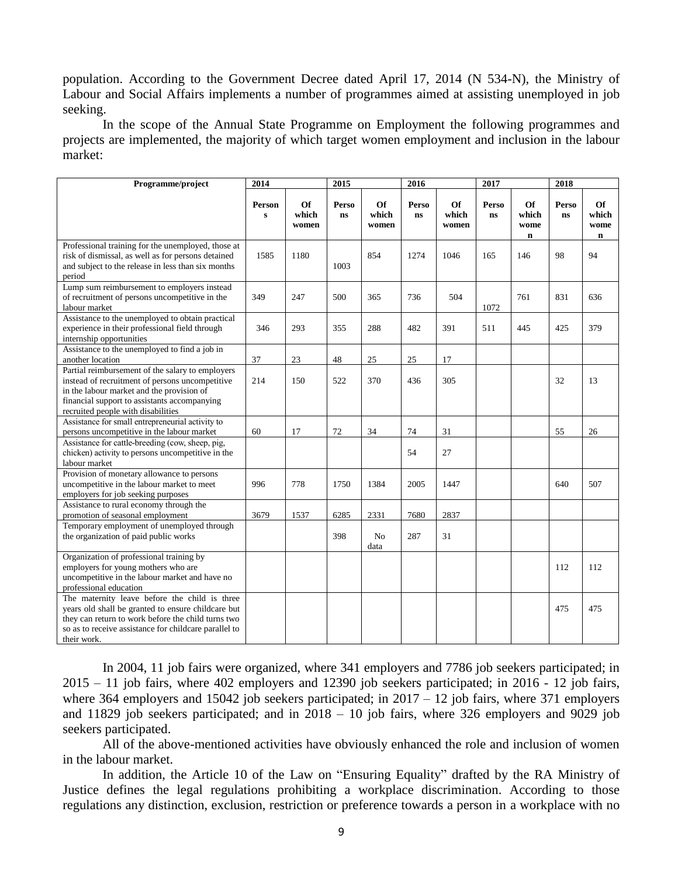population. According to the Government Decree dated April 17, 2014 (N 534-N), the Ministry of Labour and Social Affairs implements a number of programmes aimed at assisting unemployed in job seeking.

In the scope of the Annual State Programme on Employment the following programmes and projects are implemented, the majority of which target women employment and inclusion in the labour market:

| Programme/project | 2014 | | 2015 | | 2016 | | 2017 | | 2018 | |
|---|---|---|---|---|---|---|---|---|---|---|
| | Persons | Of which women | Persons | Of which women | Persons | Of which women | Persons | Of which women | Persons | Of which women |
| Professional training for the unemployed, those at risk of dismissal, as well as for persons detained and subject to the release in less than six months period | 1585 | 1180 | 1003 | 854 | 1274 | 1046 | 165 | 146 | 98 | 94 |
| Lump sum reimbursement to employers instead of recruitment of persons uncompetitive in the labour market | 349 | 247 | 500 | 365 | 736 | 504 | 1072 | 761 | 831 | 636 |
| Assistance to the unemployed to obtain practical experience in their professional field through internship opportunities | 346 | 293 | 355 | 288 | 482 | 391 | 511 | 445 | 425 | 379 |
| Assistance to the unemployed to find a job in another location | 37 | 23 | 48 | 25 | 25 | 17 | | | | |
| Partial reimbursement of the salary to employers instead of recruitment of persons uncompetitive in the labour market and the provision of financial support to assistants accompanying recruited people with disabilities | 214 | 150 | 522 | 370 | 436 | 305 | | | 32 | 13 |
| Assistance for small entrepreneurial activity to persons uncompetitive in the labour market | 60 | 17 | 72 | 34 | 74 | 31 | | | 55 | 26 |
| Assistance for cattle-breeding (cow, sheep, pig, chicken) activity to persons uncompetitive in the labour market | | | | | 54 | 27 | | | | |
| Provision of monetary allowance to persons uncompetitive in the labour market to meet employers for job seeking purposes | 996 | 778 | 1750 | 1384 | 2005 | 1447 | | | 640 | 507 |
| Assistance to rural economy through the promotion of seasonal employment | 3679 | 1537 | 6285 | 2331 | 7680 | 2837 | | | | |
| Temporary employment of unemployed through the organization of paid public works | | | 398 | No data | 287 | 31 | | | | |
| Organization of professional training by employers for young mothers who are uncompetitive in the labour market and have no professional education | | | | | | | | | 112 | 112 |
| The maternity leave before the child is three years old shall be granted to ensure childcare but they can return to work before the child turns two so as to receive assistance for childcare parallel to their work. | | | | | | | | | 475 | 475 |

In 2004, 11 job fairs were organized, where 341 employers and 7786 job seekers participated; in 2015 – 11 job fairs, where 402 employers and 12390 job seekers participated; in 2016 - 12 job fairs, where 364 employers and 15042 job seekers participated; in 2017 – 12 job fairs, where 371 employers and 11829 job seekers participated; and in 2018 – 10 job fairs, where 326 employers and 9029 job seekers participated.

All of the above-mentioned activities have obviously enhanced the role and inclusion of women in the labour market.

In addition, the Article 10 of the Law on "Ensuring Equality" drafted by the RA Ministry of Justice defines the legal regulations prohibiting a workplace discrimination. According to those regulations any distinction, exclusion, restriction or preference towards a person in a workplace with no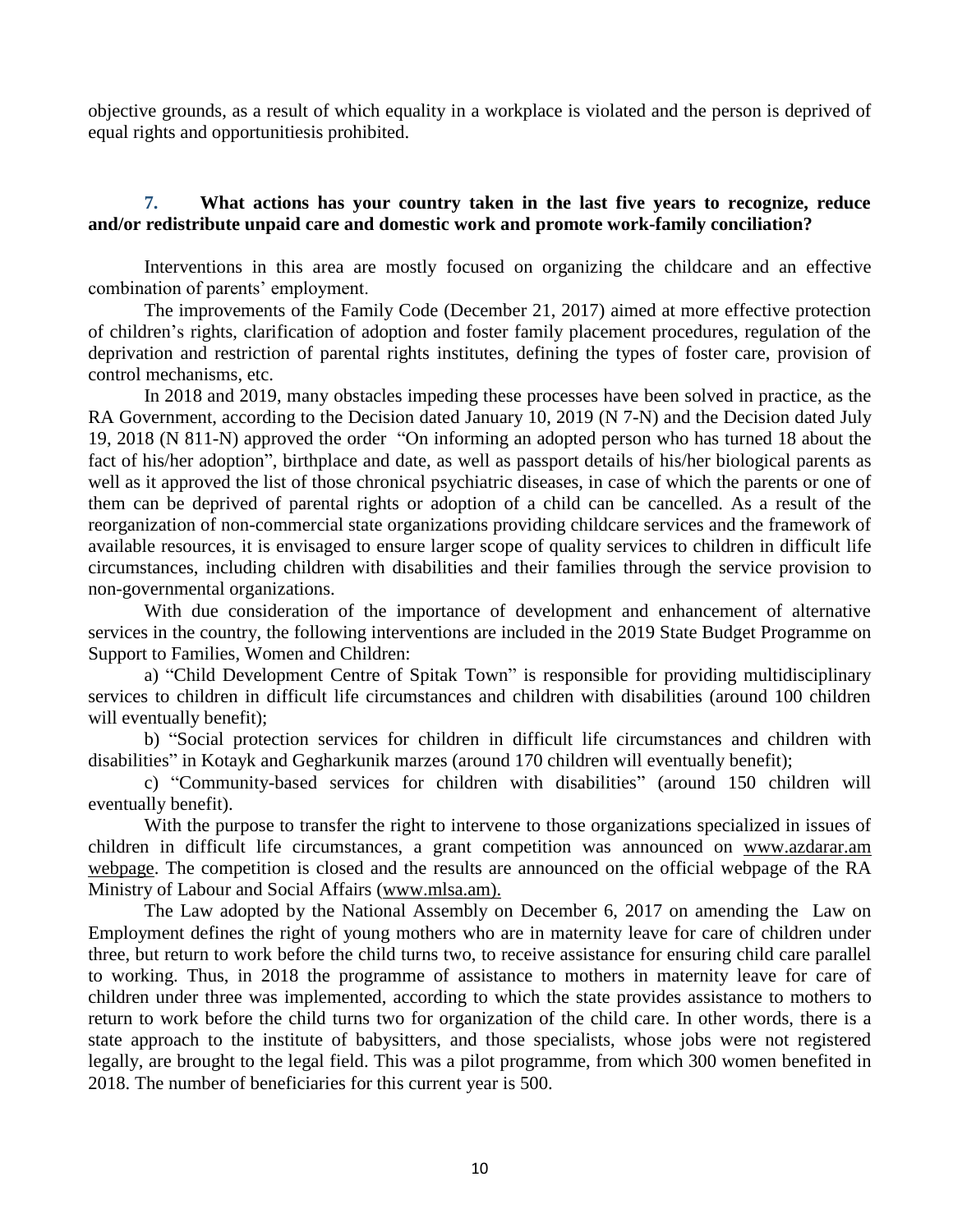objective grounds, as a result of which equality in a workplace is violated and the person is deprived of equal rights and opportunitiesis prohibited.

**7. What actions has your country taken in the last five years to recognize, reduce and/or redistribute unpaid care and domestic work and promote work-family conciliation?**

Interventions in this area are mostly focused on organizing the childcare and an effective combination of parents' employment.

The improvements of the Family Code (December 21, 2017) aimed at more effective protection of children's rights, clarification of adoption and foster family placement procedures, regulation of the deprivation and restriction of parental rights institutes, defining the types of foster care, provision of control mechanisms, etc.

In 2018 and 2019, many obstacles impeding these processes have been solved in practice, as the RA Government, according to the Decision dated January 10, 2019 (N 7-N) and the Decision dated July 19, 2018 (N 811-N) approved the order "On informing an adopted person who has turned 18 about the fact of his/her adoption", birthplace and date, as well as passport details of his/her biological parents as well as it approved the list of those chronical psychiatric diseases, in case of which the parents or one of them can be deprived of parental rights or adoption of a child can be cancelled. As a result of the reorganization of non-commercial state organizations providing childcare services and the framework of available resources, it is envisaged to ensure larger scope of quality services to children in difficult life circumstances, including children with disabilities and their families through the service provision to non-governmental organizations.

With due consideration of the importance of development and enhancement of alternative services in the country, the following interventions are included in the 2019 State Budget Programme on Support to Families, Women and Children:

a) "Child Development Centre of Spitak Town" is responsible for providing multidisciplinary services to children in difficult life circumstances and children with disabilities (around 100 children will eventually benefit);

b) "Social protection services for children in difficult life circumstances and children with disabilities" in Kotayk and Gegharkunik marzes (around 170 children will eventually benefit);

c) "Community-based services for children with disabilities" (around 150 children will eventually benefit).

With the purpose to transfer the right to intervene to those organizations specialized in issues of children in difficult life circumstances, a grant competition was announced on www.azdarar.am webpage. The competition is closed and the results are announced on the official webpage of the RA Ministry of Labour and Social Affairs (www.mlsa.am).

The Law adopted by the National Assembly on December 6, 2017 on amending the Law on Employment defines the right of young mothers who are in maternity leave for care of children under three, but return to work before the child turns two, to receive assistance for ensuring child care parallel to working. Thus, in 2018 the programme of assistance to mothers in maternity leave for care of children under three was implemented, according to which the state provides assistance to mothers to return to work before the child turns two for organization of the child care. In other words, there is a state approach to the institute of babysitters, and those specialists, whose jobs were not registered legally, are brought to the legal field. This was a pilot programme, from which 300 women benefited in 2018. The number of beneficiaries for this current year is 500.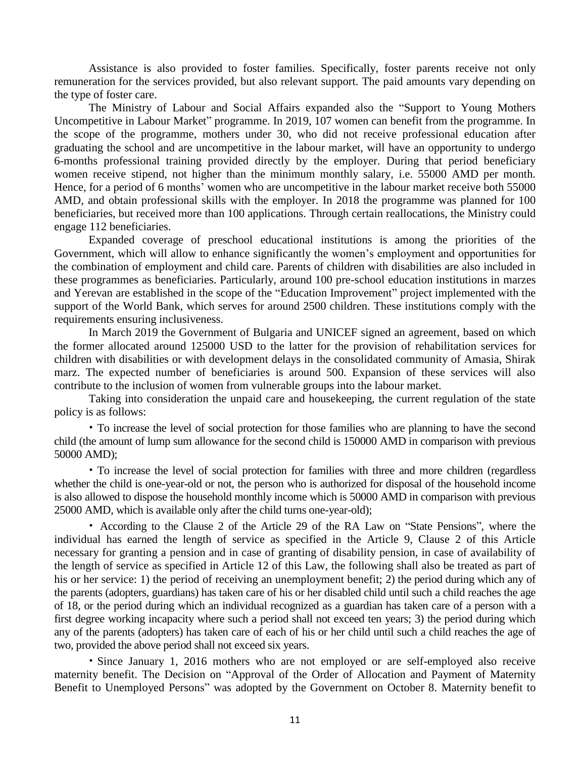Assistance is also provided to foster families. Specifically, foster parents receive not only remuneration for the services provided, but also relevant support. The paid amounts vary depending on the type of foster care.

The Ministry of Labour and Social Affairs expanded also the "Support to Young Mothers Uncompetitive in Labour Market" programme. In 2019, 107 women can benefit from the programme. In the scope of the programme, mothers under 30, who did not receive professional education after graduating the school and are uncompetitive in the labour market, will have an opportunity to undergo 6-months professional training provided directly by the employer. During that period beneficiary women receive stipend, not higher than the minimum monthly salary, i.e. 55000 AMD per month. Hence, for a period of 6 months' women who are uncompetitive in the labour market receive both 55000 AMD, and obtain professional skills with the employer. In 2018 the programme was planned for 100 beneficiaries, but received more than 100 applications. Through certain reallocations, the Ministry could engage 112 beneficiaries.

Expanded coverage of preschool educational institutions is among the priorities of the Government, which will allow to enhance significantly the women's employment and opportunities for the combination of employment and child care. Parents of children with disabilities are also included in these programmes as beneficiaries. Particularly, around 100 pre-school education institutions in marzes and Yerevan are established in the scope of the "Education Improvement" project implemented with the support of the World Bank, which serves for around 2500 children. These institutions comply with the requirements ensuring inclusiveness.

In March 2019 the Government of Bulgaria and UNICEF signed an agreement, based on which the former allocated around 125000 USD to the latter for the provision of rehabilitation services for children with disabilities or with development delays in the consolidated community of Amasia, Shirak marz. The expected number of beneficiaries is around 500. Expansion of these services will also contribute to the inclusion of women from vulnerable groups into the labour market.

Taking into consideration the unpaid care and housekeeping, the current regulation of the state policy is as follows:

- To increase the level of social protection for those families who are planning to have the second child (the amount of lump sum allowance for the second child is 150000 AMD in comparison with previous 50000 AMD);

- To increase the level of social protection for families with three and more children (regardless whether the child is one-year-old or not, the person who is authorized for disposal of the household income is also allowed to dispose the household monthly income which is 50000 AMD in comparison with previous 25000 AMD, which is available only after the child turns one-year-old);

- According to the Clause 2 of the Article 29 of the RA Law on "State Pensions", where the individual has earned the length of service as specified in the Article 9, Clause 2 of this Article necessary for granting a pension and in case of granting of disability pension, in case of availability of the length of service as specified in Article 12 of this Law, the following shall also be treated as part of his or her service: 1) the period of receiving an unemployment benefit; 2) the period during which any of the parents (adopters, guardians) has taken care of his or her disabled child until such a child reaches the age of 18, or the period during which an individual recognized as a guardian has taken care of a person with a first degree working incapacity where such a period shall not exceed ten years; 3) the period during which any of the parents (adopters) has taken care of each of his or her child until such a child reaches the age of two, provided the above period shall not exceed six years.

- Since January 1, 2016 mothers who are not employed or are self-employed also receive maternity benefit. The Decision on "Approval of the Order of Allocation and Payment of Maternity Benefit to Unemployed Persons" was adopted by the Government on October 8. Maternity benefit to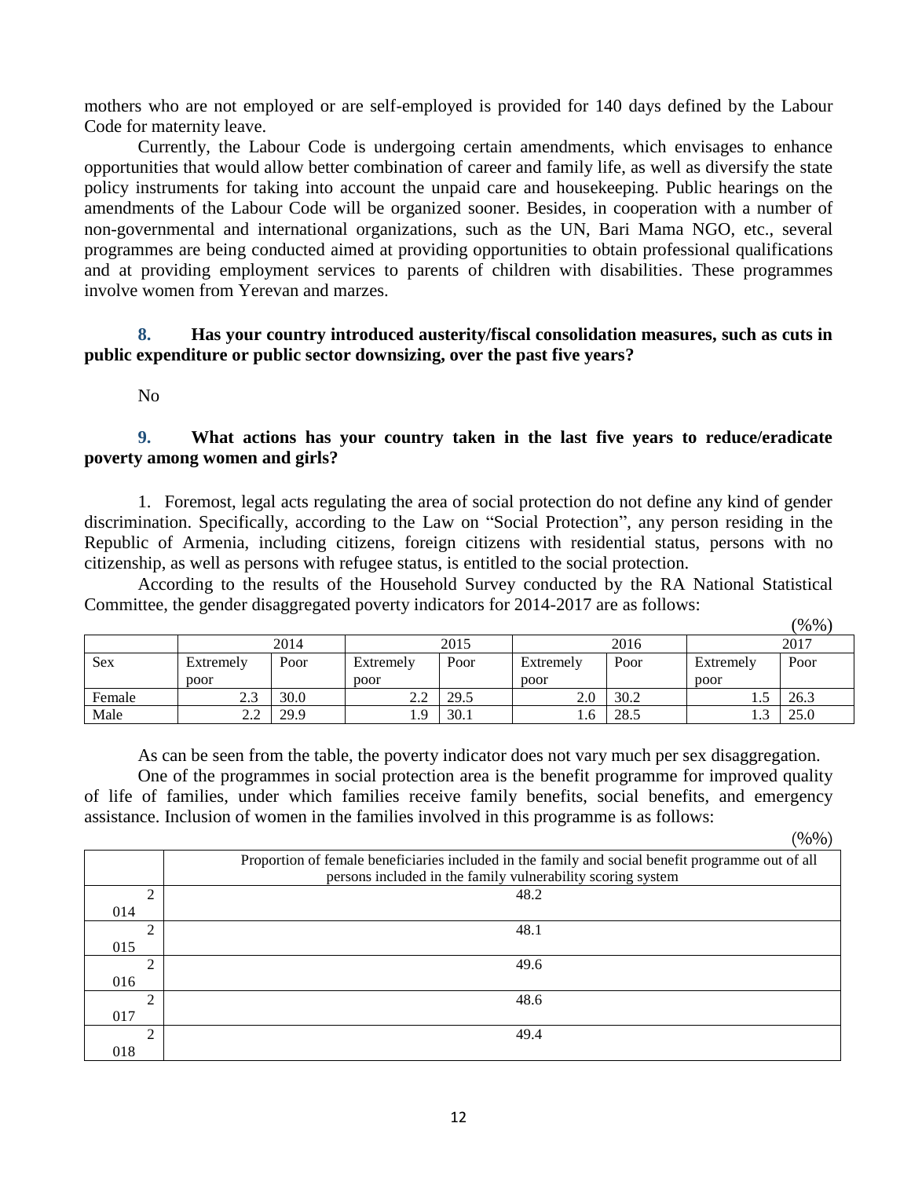mothers who are not employed or are self-employed is provided for 140 days defined by the Labour Code for maternity leave.

Currently, the Labour Code is undergoing certain amendments, which envisages to enhance opportunities that would allow better combination of career and family life, as well as diversify the state policy instruments for taking into account the unpaid care and housekeeping. Public hearings on the amendments of the Labour Code will be organized sooner. Besides, in cooperation with a number of non-governmental and international organizations, such as the UN, Bari Mama NGO, etc., several programmes are being conducted aimed at providing opportunities to obtain professional qualifications and at providing employment services to parents of children with disabilities. These programmes involve women from Yerevan and marzes.

### 8. Has your country introduced austerity/fiscal consolidation measures, such as cuts in public expenditure or public sector downsizing, over the past five years?

No

### 9. What actions has your country taken in the last five years to reduce/eradicate poverty among women and girls?

1. Foremost, legal acts regulating the area of social protection do not define any kind of gender discrimination. Specifically, according to the Law on "Social Protection", any person residing in the Republic of Armenia, including citizens, foreign citizens with residential status, persons with no citizenship, as well as persons with refugee status, is entitled to the social protection.

According to the results of the Household Survey conducted by the RA National Statistical Committee, the gender disaggregated poverty indicators for 2014-2017 are as follows:

(%%)

| | 2014 | | 2015 | | 2016 | | 2017 | |
|---|---|---|---|---|---|---|---|---|
| Sex | Extremely poor | Poor | Extremely poor | Poor | Extremely poor | Poor | Extremely poor | Poor |
| Female | 2.3 | 30.0 | 2.2 | 29.5 | 2.0 | 30.2 | 1.5 | 26.3 |
| Male | 2.2 | 29.9 | 1.9 | 30.1 | 1.6 | 28.5 | 1.3 | 25.0 |

As can be seen from the table, the poverty indicator does not vary much per sex disaggregation.

One of the programmes in social protection area is the benefit programme for improved quality of life of families, under which families receive family benefits, social benefits, and emergency assistance. Inclusion of women in the families involved in this programme is as follows:

(%%)

| | Proportion of female beneficiaries included in the family and social benefit programme out of all persons included in the family vulnerability scoring system |
|---|---|
| 2014 | 48.2 |
| 2015 | 48.1 |
| 2016 | 49.6 |
| 2017 | 48.6 |
| 2018 | 49.4 |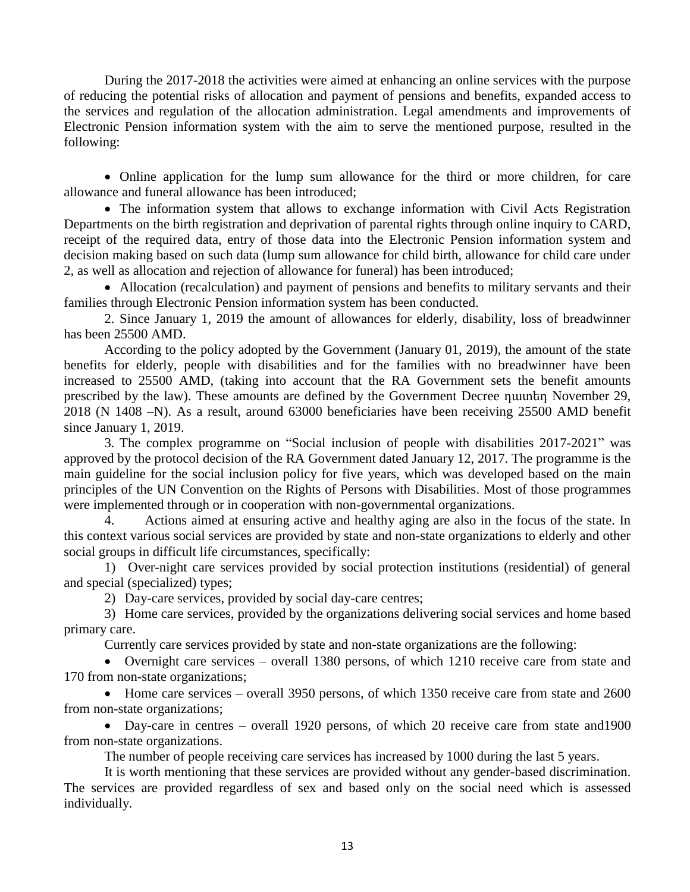During the 2017-2018 the activities were aimed at enhancing an online services with the purpose of reducing the potential risks of allocation and payment of pensions and benefits, expanded access to the services and regulation of the allocation administration. Legal amendments and improvements of Electronic Pension information system with the aim to serve the mentioned purpose, resulted in the following:

- Online application for the lump sum allowance for the third or more children, for care allowance and funeral allowance has been introduced;
- The information system that allows to exchange information with Civil Acts Registration Departments on the birth registration and deprivation of parental rights through online inquiry to CARD, receipt of the required data, entry of those data into the Electronic Pension information system and decision making based on such data (lump sum allowance for child birth, allowance for child care under 2, as well as allocation and rejection of allowance for funeral) has been introduced;
- Allocation (recalculation) and payment of pensions and benefits to military servants and their families through Electronic Pension information system has been conducted.

2. Since January 1, 2019 the amount of allowances for elderly, disability, loss of breadwinner has been 25500 AMD.

According to the policy adopted by the Government (January 01, 2019), the amount of the state benefits for elderly, people with disabilities and for the families with no breadwinner have been increased to 25500 AMD, (taking into account that the RA Government sets the benefit amounts prescribed by the law). These amounts are defined by the Government Decree դատեդ November 29, 2018 (N 1408 –N). As a result, around 63000 beneficiaries have been receiving 25500 AMD benefit since January 1, 2019.

3. The complex programme on "Social inclusion of people with disabilities 2017-2021" was approved by the protocol decision of the RA Government dated January 12, 2017. The programme is the main guideline for the social inclusion policy for five years, which was developed based on the main principles of the UN Convention on the Rights of Persons with Disabilities. Most of those programmes were implemented through or in cooperation with non-governmental organizations.

4. Actions aimed at ensuring active and healthy aging are also in the focus of the state. In this context various social services are provided by state and non-state organizations to elderly and other social groups in difficult life circumstances, specifically:

1) Over-night care services provided by social protection institutions (residential) of general and special (specialized) types;

2) Day-care services, provided by social day-care centres;

3) Home care services, provided by the organizations delivering social services and home based primary care.

Currently care services provided by state and non-state organizations are the following:

- Overnight care services – overall 1380 persons, of which 1210 receive care from state and 170 from non-state organizations;
- Home care services – overall 3950 persons, of which 1350 receive care from state and 2600 from non-state organizations;
- Day-care in centres – overall 1920 persons, of which 20 receive care from state and1900 from non-state organizations.

The number of people receiving care services has increased by 1000 during the last 5 years.

It is worth mentioning that these services are provided without any gender-based discrimination. The services are provided regardless of sex and based only on the social need which is assessed individually.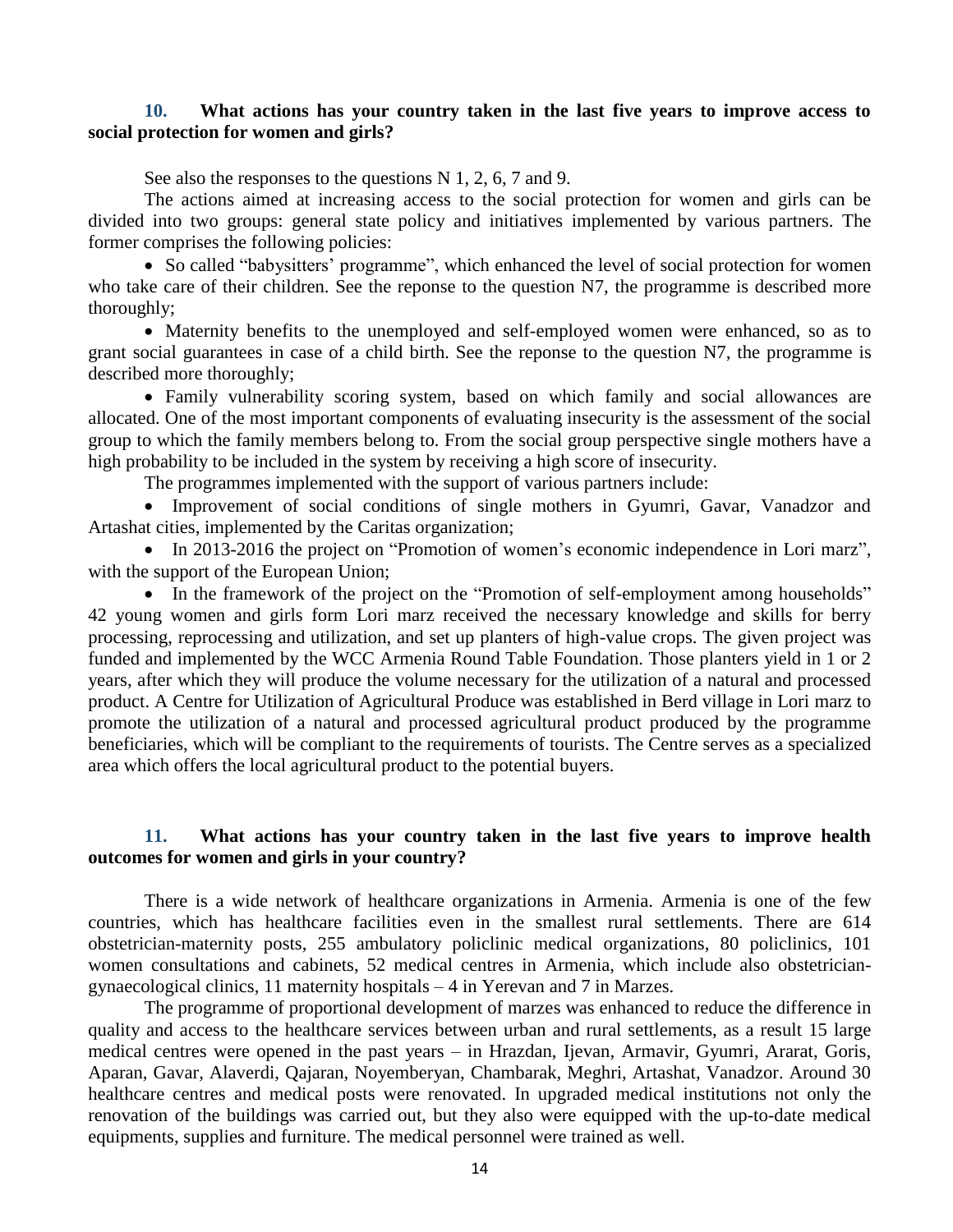## 10. What actions has your country taken in the last five years to improve access to social protection for women and girls?

See also the responses to the questions N 1, 2, 6, 7 and 9.

The actions aimed at increasing access to the social protection for women and girls can be divided into two groups: general state policy and initiatives implemented by various partners. The former comprises the following policies:

- So called "babysitters' programme", which enhanced the level of social protection for women who take care of their children. See the reponse to the question N7, the programme is described more thoroughly;
- Maternity benefits to the unemployed and self-employed women were enhanced, so as to grant social guarantees in case of a child birth. See the reponse to the question N7, the programme is described more thoroughly;
- Family vulnerability scoring system, based on which family and social allowances are allocated. One of the most important components of evaluating insecurity is the assessment of the social group to which the family members belong to. From the social group perspective single mothers have a high probability to be included in the system by receiving a high score of insecurity.

The programmes implemented with the support of various partners include:

- Improvement of social conditions of single mothers in Gyumri, Gavar, Vanadzor and Artashat cities, implemented by the Caritas organization;
- In 2013-2016 the project on "Promotion of women's economic independence in Lori marz", with the support of the European Union;
- In the framework of the project on the "Promotion of self-employment among households" 42 young women and girls form Lori marz received the necessary knowledge and skills for berry processing, reprocessing and utilization, and set up planters of high-value crops. The given project was funded and implemented by the WCC Armenia Round Table Foundation. Those planters yield in 1 or 2 years, after which they will produce the volume necessary for the utilization of a natural and processed product. A Centre for Utilization of Agricultural Produce was established in Berd village in Lori marz to promote the utilization of a natural and processed agricultural product produced by the programme beneficiaries, which will be compliant to the requirements of tourists. The Centre serves as a specialized area which offers the local agricultural product to the potential buyers.

## 11. What actions has your country taken in the last five years to improve health outcomes for women and girls in your country?

There is a wide network of healthcare organizations in Armenia. Armenia is one of the few countries, which has healthcare facilities even in the smallest rural settlements. There are 614 obstetrician-maternity posts, 255 ambulatory policlinic medical organizations, 80 policlinics, 101 women consultations and cabinets, 52 medical centres in Armenia, which include also obstetrician-gynaecological clinics, 11 maternity hospitals – 4 in Yerevan and 7 in Marzes.

The programme of proportional development of marzes was enhanced to reduce the difference in quality and access to the healthcare services between urban and rural settlements, as a result 15 large medical centres were opened in the past years – in Hrazdan, Ijevan, Armavir, Gyumri, Ararat, Goris, Aparan, Gavar, Alaverdi, Qajaran, Noyemberyan, Chambarak, Meghri, Artashat, Vanadzor. Around 30 healthcare centres and medical posts were renovated. In upgraded medical institutions not only the renovation of the buildings was carried out, but they also were equipped with the up-to-date medical equipments, supplies and furniture. The medical personnel were trained as well.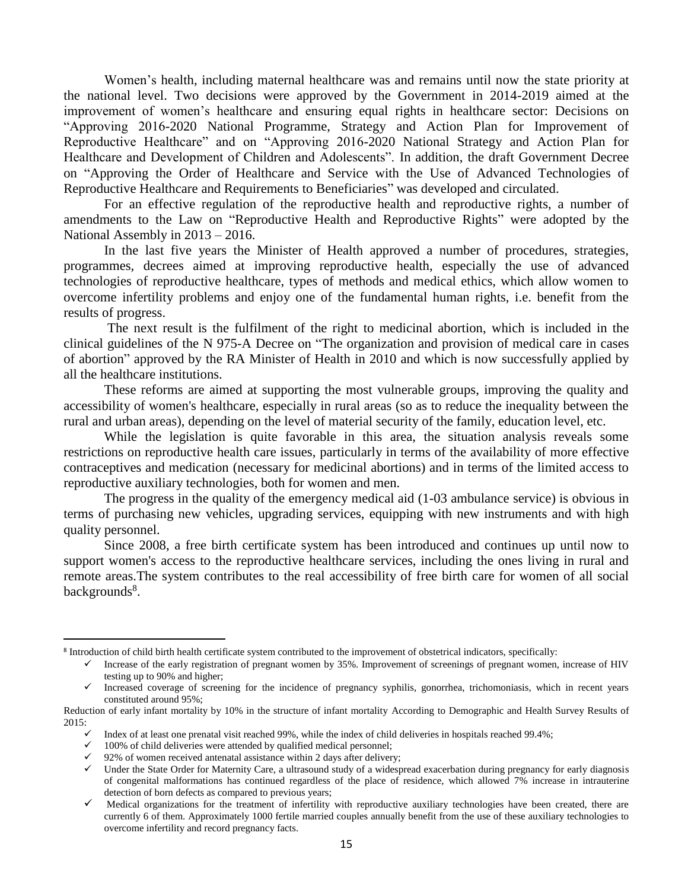Women's health, including maternal healthcare was and remains until now the state priority at the national level. Two decisions were approved by the Government in 2014-2019 aimed at the improvement of women's healthcare and ensuring equal rights in healthcare sector: Decisions on "Approving 2016-2020 National Programme, Strategy and Action Plan for Improvement of Reproductive Healthcare" and on "Approving 2016-2020 National Strategy and Action Plan for Healthcare and Development of Children and Adolescents". In addition, the draft Government Decree on "Approving the Order of Healthcare and Service with the Use of Advanced Technologies of Reproductive Healthcare and Requirements to Beneficiaries" was developed and circulated.

For an effective regulation of the reproductive health and reproductive rights, a number of amendments to the Law on "Reproductive Health and Reproductive Rights" were adopted by the National Assembly in 2013 – 2016.

In the last five years the Minister of Health approved a number of procedures, strategies, programmes, decrees aimed at improving reproductive health, especially the use of advanced technologies of reproductive healthcare, types of methods and medical ethics, which allow women to overcome infertility problems and enjoy one of the fundamental human rights, i.e. benefit from the results of progress.

The next result is the fulfilment of the right to medicinal abortion, which is included in the clinical guidelines of the N 975-A Decree on "The organization and provision of medical care in cases of abortion" approved by the RA Minister of Health in 2010 and which is now successfully applied by all the healthcare institutions.

These reforms are aimed at supporting the most vulnerable groups, improving the quality and accessibility of women's healthcare, especially in rural areas (so as to reduce the inequality between the rural and urban areas), depending on the level of material security of the family, education level, etc.

While the legislation is quite favorable in this area, the situation analysis reveals some restrictions on reproductive health care issues, particularly in terms of the availability of more effective contraceptives and medication (necessary for medicinal abortions) and in terms of the limited access to reproductive auxiliary technologies, both for women and men.

The progress in the quality of the emergency medical aid (1-03 ambulance service) is obvious in terms of purchasing new vehicles, upgrading services, equipping with new instruments and with high quality personnel.

Since 2008, a free birth certificate system has been introduced and continues up until now to support women's access to the reproductive healthcare services, including the ones living in rural and remote areas.The system contributes to the real accessibility of free birth care for women of all social backgrounds[8].

---

[8] Introduction of child birth health certificate system contributed to the improvement of obstetrical indicators, specifically:

- ✓ Increase of the early registration of pregnant women by 35%. Improvement of screenings of pregnant women, increase of HIV testing up to 90% and higher;
- ✓ Increased coverage of screening for the incidence of pregnancy syphilis, gonorrhea, trichomoniasis, which in recent years constituted around 95%;

Reduction of early infant mortality by 10% in the structure of infant mortality According to Demographic and Health Survey Results of 2015:

- ✓ Index of at least one prenatal visit reached 99%, while the index of child deliveries in hospitals reached 99.4%;
- ✓ 100% of child deliveries were attended by qualified medical personnel;
- ✓ 92% of women received antenatal assistance within 2 days after delivery;
- ✓ Under the State Order for Maternity Care, a ultrasound study of a widespread exacerbation during pregnancy for early diagnosis of congenital malformations has continued regardless of the place of residence, which allowed 7% increase in intrauterine detection of born defects as compared to previous years;
- ✓ Medical organizations for the treatment of infertility with reproductive auxiliary technologies have been created, there are currently 6 of them. Approximately 1000 fertile married couples annually benefit from the use of these auxiliary technologies to overcome infertility and record pregnancy facts.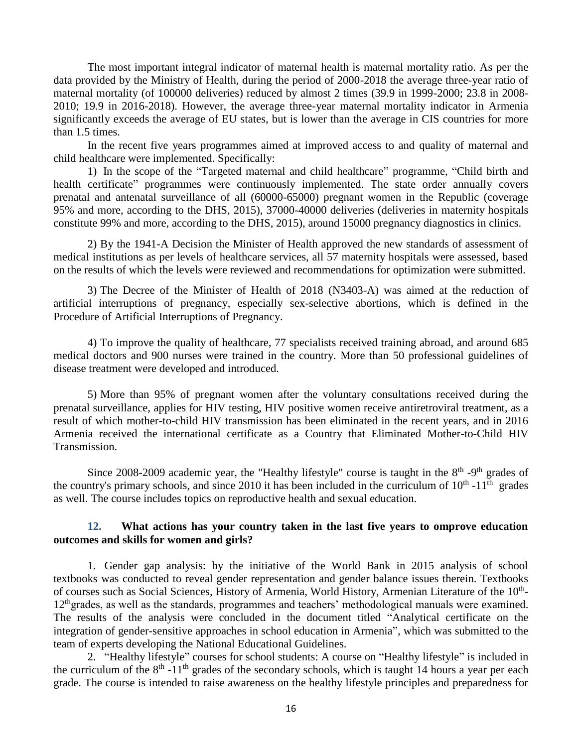The most important integral indicator of maternal health is maternal mortality ratio. As per the data provided by the Ministry of Health, during the period of 2000-2018 the average three-year ratio of maternal mortality (of 100000 deliveries) reduced by almost 2 times (39.9 in 1999-2000; 23.8 in 2008-2010; 19.9 in 2016-2018). However, the average three-year maternal mortality indicator in Armenia significantly exceeds the average of EU states, but is lower than the average in CIS countries for more than 1.5 times.

In the recent five years programmes aimed at improved access to and quality of maternal and child healthcare were implemented. Specifically:

1) In the scope of the "Targeted maternal and child healthcare" programme, "Child birth and health certificate" programmes were continuously implemented. The state order annually covers prenatal and antenatal surveillance of all (60000-65000) pregnant women in the Republic (coverage 95% and more, according to the DHS, 2015), 37000-40000 deliveries (deliveries in maternity hospitals constitute 99% and more, according to the DHS, 2015), around 15000 pregnancy diagnostics in clinics.

2) By the 1941-A Decision the Minister of Health approved the new standards of assessment of medical institutions as per levels of healthcare services, all 57 maternity hospitals were assessed, based on the results of which the levels were reviewed and recommendations for optimization were submitted.

3) The Decree of the Minister of Health of 2018 (N3403-A) was aimed at the reduction of artificial interruptions of pregnancy, especially sex-selective abortions, which is defined in the Procedure of Artificial Interruptions of Pregnancy.

4) To improve the quality of healthcare, 77 specialists received training abroad, and around 685 medical doctors and 900 nurses were trained in the country. More than 50 professional guidelines of disease treatment were developed and introduced.

5) More than 95% of pregnant women after the voluntary consultations received during the prenatal surveillance, applies for HIV testing, HIV positive women receive antiretroviral treatment, as a result of which mother-to-child HIV transmission has been eliminated in the recent years, and in 2016 Armenia received the international certificate as a Country that Eliminated Mother-to-Child HIV Transmission.

Since 2008-2009 academic year, the "Healthy lifestyle" course is taught in the 8th -9th grades of the country's primary schools, and since 2010 it has been included in the curriculum of 10th -11th grades as well. The course includes topics on reproductive health and sexual education.

### 12. What actions has your country taken in the last five years to omprove education outcomes and skills for women and girls?

1. Gender gap analysis: by the initiative of the World Bank in 2015 analysis of school textbooks was conducted to reveal gender representation and gender balance issues therein. Textbooks of courses such as Social Sciences, History of Armenia, World History, Armenian Literature of the 10th-12th grades, as well as the standards, programmes and teachers' methodological manuals were examined. The results of the analysis were concluded in the document titled "Analytical certificate on the integration of gender-sensitive approaches in school education in Armenia", which was submitted to the team of experts developing the National Educational Guidelines.

2. "Healthy lifestyle" courses for school students: A course on "Healthy lifestyle" is included in the curriculum of the 8th -11th grades of the secondary schools, which is taught 14 hours a year per each grade. The course is intended to raise awareness on the healthy lifestyle principles and preparedness for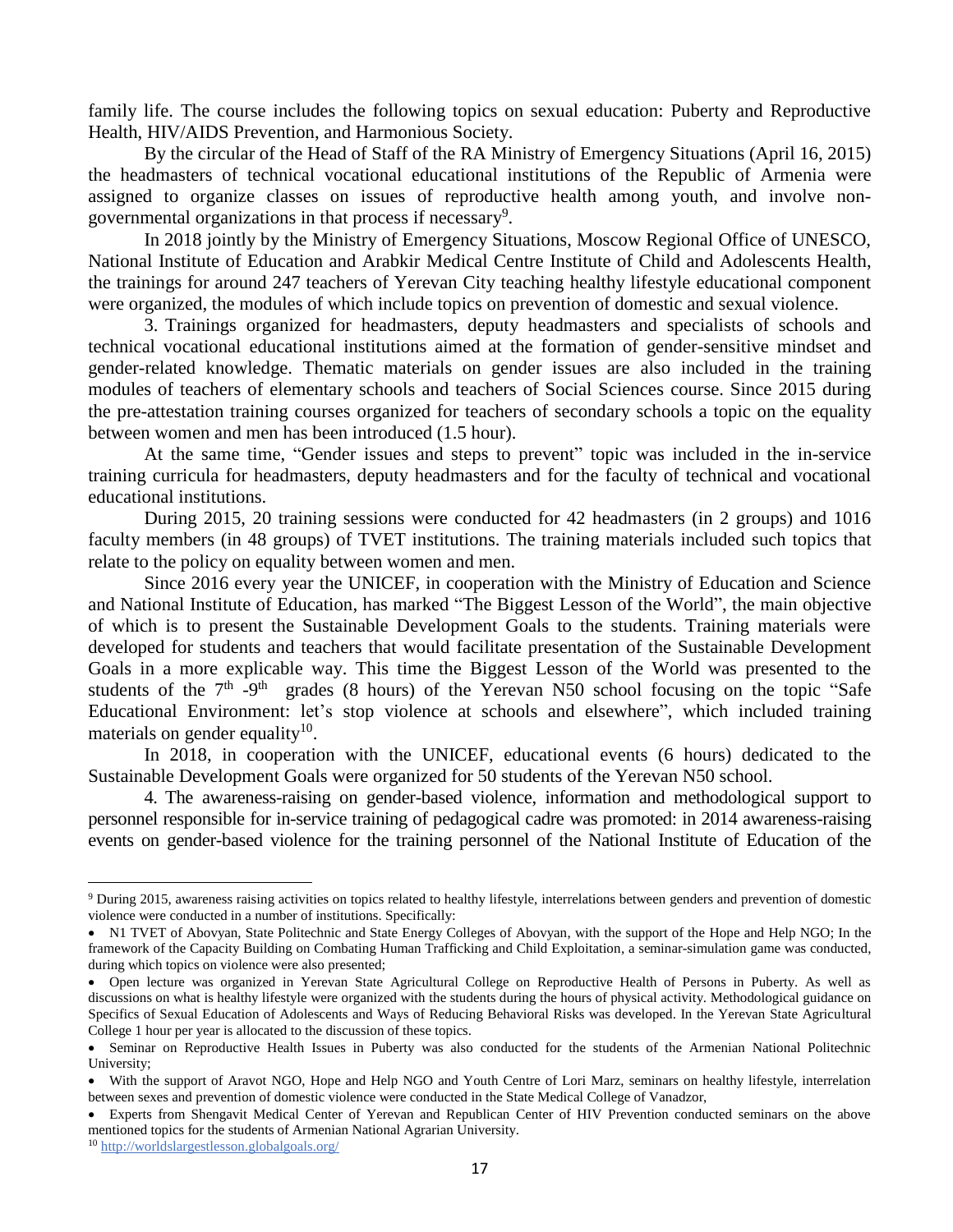family life. The course includes the following topics on sexual education: Puberty and Reproductive Health, HIV/AIDS Prevention, and Harmonious Society.

By the circular of the Head of Staff of the RA Ministry of Emergency Situations (April 16, 2015) the headmasters of technical vocational educational institutions of the Republic of Armenia were assigned to organize classes on issues of reproductive health among youth, and involve non-governmental organizations in that process if necessary[9].

In 2018 jointly by the Ministry of Emergency Situations, Moscow Regional Office of UNESCO, National Institute of Education and Arabkir Medical Centre Institute of Child and Adolescents Health, the trainings for around 247 teachers of Yerevan City teaching healthy lifestyle educational component were organized, the modules of which include topics on prevention of domestic and sexual violence.

3. Trainings organized for headmasters, deputy headmasters and specialists of schools and technical vocational educational institutions aimed at the formation of gender-sensitive mindset and gender-related knowledge. Thematic materials on gender issues are also included in the training modules of teachers of elementary schools and teachers of Social Sciences course. Since 2015 during the pre-attestation training courses organized for teachers of secondary schools a topic on the equality between women and men has been introduced (1.5 hour).

At the same time, "Gender issues and steps to prevent" topic was included in the in-service training curricula for headmasters, deputy headmasters and for the faculty of technical and vocational educational institutions.

During 2015, 20 training sessions were conducted for 42 headmasters (in 2 groups) and 1016 faculty members (in 48 groups) of TVET institutions. The training materials included such topics that relate to the policy on equality between women and men.

Since 2016 every year the UNICEF, in cooperation with the Ministry of Education and Science and National Institute of Education, has marked "The Biggest Lesson of the World", the main objective of which is to present the Sustainable Development Goals to the students. Training materials were developed for students and teachers that would facilitate presentation of the Sustainable Development Goals in a more explicable way. This time the Biggest Lesson of the World was presented to the students of the 7th -9th grades (8 hours) of the Yerevan N50 school focusing on the topic "Safe Educational Environment: let's stop violence at schools and elsewhere", which included training materials on gender equality[10].

In 2018, in cooperation with the UNICEF, educational events (6 hours) dedicated to the Sustainable Development Goals were organized for 50 students of the Yerevan N50 school.

4. The awareness-raising on gender-based violence, information and methodological support to personnel responsible for in-service training of pedagogical cadre was promoted: in 2014 awareness-raising events on gender-based violence for the training personnel of the National Institute of Education of the

---

[9] During 2015, awareness raising activities on topics related to healthy lifestyle, interrelations between genders and prevention of domestic violence were conducted in a number of institutions. Specifically:

- N1 TVET of Abovyan, State Politechnic and State Energy Colleges of Abovyan, with the support of the Hope and Help NGO; In the framework of the Capacity Building on Combating Human Trafficking and Child Exploitation, a seminar-simulation game was conducted, during which topics on violence were also presented;
- Open lecture was organized in Yerevan State Agricultural College on Reproductive Health of Persons in Puberty. As well as discussions on what is healthy lifestyle were organized with the students during the hours of physical activity. Methodological guidance on Specifics of Sexual Education of Adolescents and Ways of Reducing Behavioral Risks was developed. In the Yerevan State Agricultural College 1 hour per year is allocated to the discussion of these topics.
- Seminar on Reproductive Health Issues in Puberty was also conducted for the students of the Armenian National Politechnic University;
- With the support of Aravot NGO, Hope and Help NGO and Youth Centre of Lori Marz, seminars on healthy lifestyle, interrelation between sexes and prevention of domestic violence were conducted in the State Medical College of Vanadzor,
- Experts from Shengavit Medical Center of Yerevan and Republican Center of HIV Prevention conducted seminars on the above mentioned topics for the students of Armenian National Agrarian University.

[10] http://worldslargestlesson.globalgoals.org/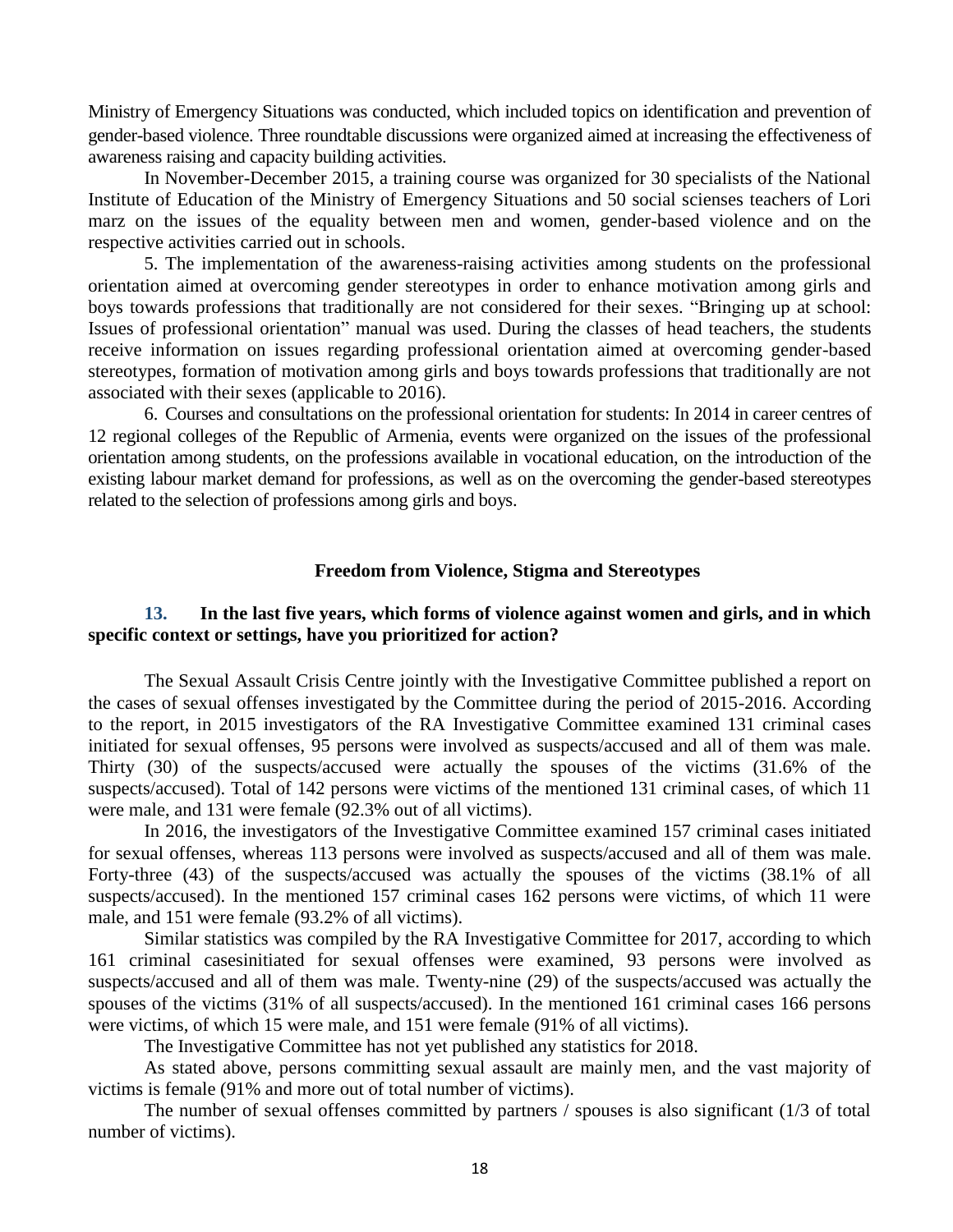Ministry of Emergency Situations was conducted, which included topics on identification and prevention of gender-based violence. Three roundtable discussions were organized aimed at increasing the effectiveness of awareness raising and capacity building activities.

In November-December 2015, a training course was organized for 30 specialists of the National Institute of Education of the Ministry of Emergency Situations and 50 social scienses teachers of Lori marz on the issues of the equality between men and women, gender-based violence and on the respective activities carried out in schools.

5. The implementation of the awareness-raising activities among students on the professional orientation aimed at overcoming gender stereotypes in order to enhance motivation among girls and boys towards professions that traditionally are not considered for their sexes. "Bringing up at school: Issues of professional orientation" manual was used. During the classes of head teachers, the students receive information on issues regarding professional orientation aimed at overcoming gender-based stereotypes, formation of motivation among girls and boys towards professions that traditionally are not associated with their sexes (applicable to 2016).

6. Courses and consultations on the professional orientation for students: In 2014 in career centres of 12 regional colleges of the Republic of Armenia, events were organized on the issues of the professional orientation among students, on the professions available in vocational education, on the introduction of the existing labour market demand for professions, as well as on the overcoming the gender-based stereotypes related to the selection of professions among girls and boys.

## Freedom from Violence, Stigma and Stereotypes

### 13. In the last five years, which forms of violence against women and girls, and in which specific context or settings, have you prioritized for action?

The Sexual Assault Crisis Centre jointly with the Investigative Committee published a report on the cases of sexual offenses investigated by the Committee during the period of 2015-2016. According to the report, in 2015 investigators of the RA Investigative Committee examined 131 criminal cases initiated for sexual offenses, 95 persons were involved as suspects/accused and all of them was male. Thirty (30) of the suspects/accused were actually the spouses of the victims (31.6% of the suspects/accused). Total of 142 persons were victims of the mentioned 131 criminal cases, of which 11 were male, and 131 were female (92.3% out of all victims).

In 2016, the investigators of the Investigative Committee examined 157 criminal cases initiated for sexual offenses, whereas 113 persons were involved as suspects/accused and all of them was male. Forty-three (43) of the suspects/accused was actually the spouses of the victims (38.1% of all suspects/accused). In the mentioned 157 criminal cases 162 persons were victims, of which 11 were male, and 151 were female (93.2% of all victims).

Similar statistics was compiled by the RA Investigative Committee for 2017, according to which 161 criminal casesinitiated for sexual offenses were examined, 93 persons were involved as suspects/accused and all of them was male. Twenty-nine (29) of the suspects/accused was actually the spouses of the victims (31% of all suspects/accused). In the mentioned 161 criminal cases 166 persons were victims, of which 15 were male, and 151 were female (91% of all victims).

The Investigative Committee has not yet published any statistics for 2018.

As stated above, persons committing sexual assault are mainly men, and the vast majority of victims is female (91% and more out of total number of victims).

The number of sexual offenses committed by partners / spouses is also significant (1/3 of total number of victims).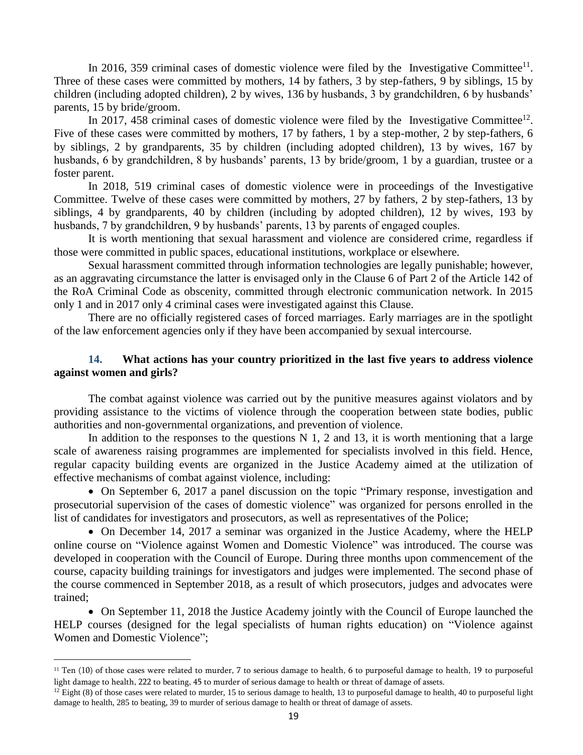In 2016, 359 criminal cases of domestic violence were filed by the Investigative Committee[11]. Three of these cases were committed by mothers, 14 by fathers, 3 by step-fathers, 9 by siblings, 15 by children (including adopted children), 2 by wives, 136 by husbands, 3 by grandchildren, 6 by husbands' parents, 15 by bride/groom.

In 2017, 458 criminal cases of domestic violence were filed by the Investigative Committee[12]. Five of these cases were committed by mothers, 17 by fathers, 1 by a step-mother, 2 by step-fathers, 6 by siblings, 2 by grandparents, 35 by children (including adopted children), 13 by wives, 167 by husbands, 6 by grandchildren, 8 by husbands' parents, 13 by bride/groom, 1 by a guardian, trustee or a foster parent.

In 2018, 519 criminal cases of domestic violence were in proceedings of the Investigative Committee. Twelve of these cases were committed by mothers, 27 by fathers, 2 by step-fathers, 13 by siblings, 4 by grandparents, 40 by children (including by adopted children), 12 by wives, 193 by husbands, 7 by grandchildren, 9 by husbands' parents, 13 by parents of engaged couples.

It is worth mentioning that sexual harassment and violence are considered crime, regardless if those were committed in public spaces, educational institutions, workplace or elsewhere.

Sexual harassment committed through information technologies are legally punishable; however, as an aggravating circumstance the latter is envisaged only in the Clause 6 of Part 2 of the Article 142 of the RoA Criminal Code as obscenity, committed through electronic communication network. In 2015 only 1 and in 2017 only 4 criminal cases were investigated against this Clause.

There are no officially registered cases of forced marriages. Early marriages are in the spotlight of the law enforcement agencies only if they have been accompanied by sexual intercourse.

### 14. What actions has your country prioritized in the last five years to address violence against women and girls?

The combat against violence was carried out by the punitive measures against violators and by providing assistance to the victims of violence through the cooperation between state bodies, public authorities and non-governmental organizations, and prevention of violence.

In addition to the responses to the questions N 1, 2 and 13, it is worth mentioning that a large scale of awareness raising programmes are implemented for specialists involved in this field. Hence, regular capacity building events are organized in the Justice Academy aimed at the utilization of effective mechanisms of combat against violence, including:

- On September 6, 2017 a panel discussion on the topic "Primary response, investigation and prosecutorial supervision of the cases of domestic violence" was organized for persons enrolled in the list of candidates for investigators and prosecutors, as well as representatives of the Police;
- On December 14, 2017 a seminar was organized in the Justice Academy, where the HELP online course on "Violence against Women and Domestic Violence" was introduced. The course was developed in cooperation with the Council of Europe. During three months upon commencement of the course, capacity building trainings for investigators and judges were implemented. The second phase of the course commenced in September 2018, as a result of which prosecutors, judges and advocates were trained;
- On September 11, 2018 the Justice Academy jointly with the Council of Europe launched the HELP courses (designed for the legal specialists of human rights education) on "Violence against Women and Domestic Violence";

---

[11] Ten (10) of those cases were related to murder, 7 to serious damage to health, 6 to purposeful damage to health, 19 to purposeful light damage to health, 222 to beating, 45 to murder of serious damage to health or threat of damage of assets.

[12] Eight (8) of those cases were related to murder, 15 to serious damage to health, 13 to purposeful damage to health, 40 to purposeful light damage to health, 285 to beating, 39 to murder of serious damage to health or threat of damage of assets.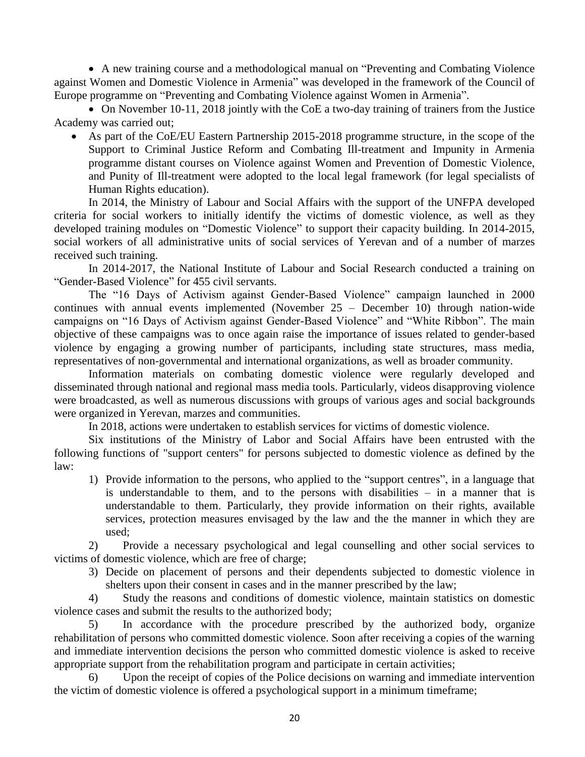- A new training course and a methodological manual on "Preventing and Combating Violence against Women and Domestic Violence in Armenia" was developed in the framework of the Council of Europe programme on "Preventing and Combating Violence against Women in Armenia".
- On November 10-11, 2018 jointly with the CoE a two-day training of trainers from the Justice Academy was carried out;
- As part of the CoE/EU Eastern Partnership 2015-2018 programme structure, in the scope of the Support to Criminal Justice Reform and Combating Ill-treatment and Impunity in Armenia programme distant courses on Violence against Women and Prevention of Domestic Violence, and Punity of Ill-treatment were adopted to the local legal framework (for legal specialists of Human Rights education).

In 2014, the Ministry of Labour and Social Affairs with the support of the UNFPA developed criteria for social workers to initially identify the victims of domestic violence, as well as they developed training modules on "Domestic Violence" to support their capacity building. In 2014-2015, social workers of all administrative units of social services of Yerevan and of a number of marzes received such training.

In 2014-2017, the National Institute of Labour and Social Research conducted a training on "Gender-Based Violence" for 455 civil servants.

The "16 Days of Activism against Gender-Based Violence" campaign launched in 2000 continues with annual events implemented (November 25 – December 10) through nation-wide campaigns on "16 Days of Activism against Gender-Based Violence" and "White Ribbon". The main objective of these campaigns was to once again raise the importance of issues related to gender-based violence by engaging a growing number of participants, including state structures, mass media, representatives of non-governmental and international organizations, as well as broader community.

Information materials on combating domestic violence were regularly developed and disseminated through national and regional mass media tools. Particularly, videos disapproving violence were broadcasted, as well as numerous discussions with groups of various ages and social backgrounds were organized in Yerevan, marzes and communities.

In 2018, actions were undertaken to establish services for victims of domestic violence.

Six institutions of the Ministry of Labor and Social Affairs have been entrusted with the following functions of "support centers" for persons subjected to domestic violence as defined by the law:

1) Provide information to the persons, who applied to the "support centres", in a language that is understandable to them, and to the persons with disabilities – in a manner that is understandable to them. Particularly, they provide information on their rights, available services, protection measures envisaged by the law and the the manner in which they are used;
2) Provide a necessary psychological and legal counselling and other social services to victims of domestic violence, which are free of charge;
3) Decide on placement of persons and their dependents subjected to domestic violence in shelters upon their consent in cases and in the manner prescribed by the law;
4) Study the reasons and conditions of domestic violence, maintain statistics on domestic violence cases and submit the results to the authorized body;
5) In accordance with the procedure prescribed by the authorized body, organize rehabilitation of persons who committed domestic violence. Soon after receiving a copies of the warning and immediate intervention decisions the person who committed domestic violence is asked to receive appropriate support from the rehabilitation program and participate in certain activities;
6) Upon the receipt of copies of the Police decisions on warning and immediate intervention the victim of domestic violence is offered a psychological support in a minimum timeframe;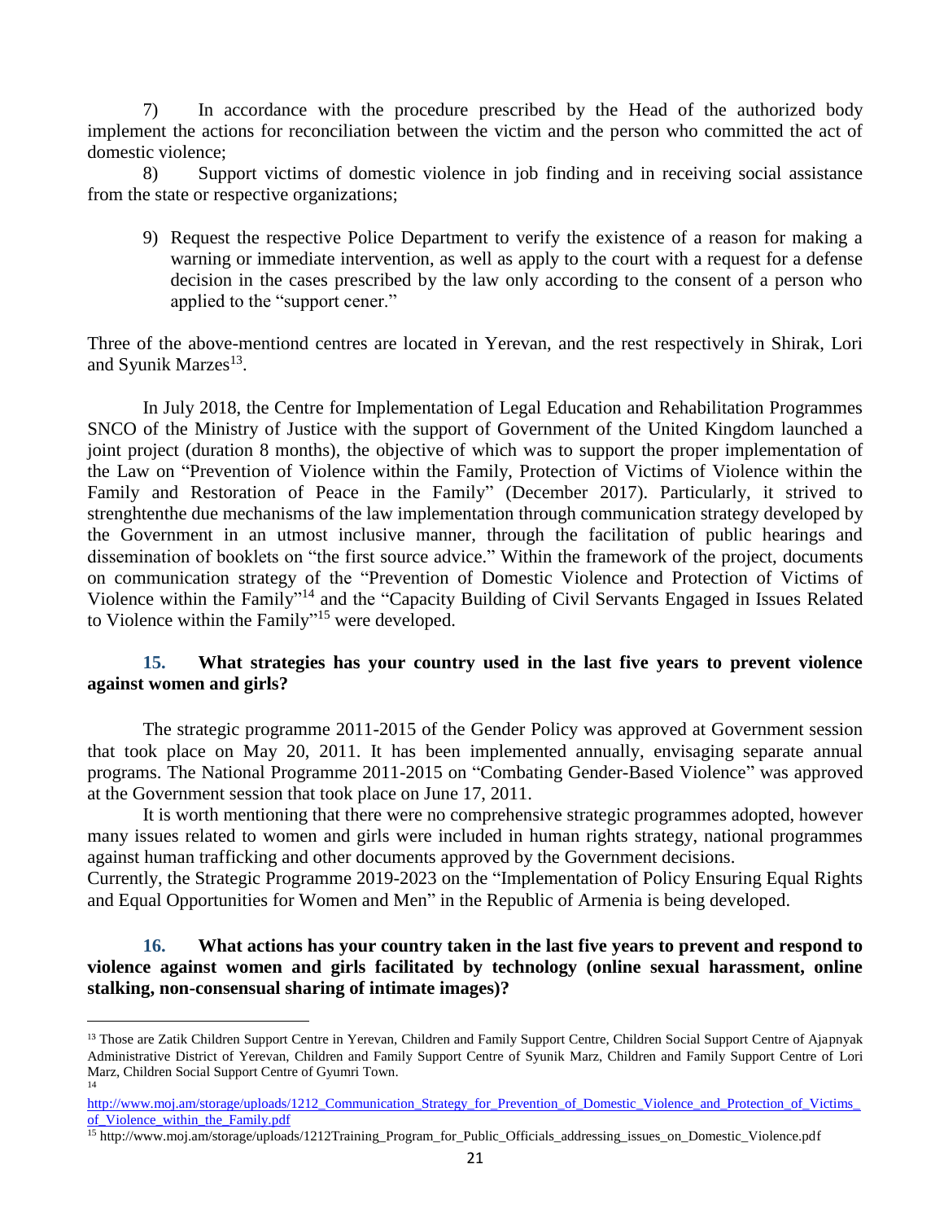7) In accordance with the procedure prescribed by the Head of the authorized body implement the actions for reconciliation between the victim and the person who committed the act of domestic violence;

8) Support victims of domestic violence in job finding and in receiving social assistance from the state or respective organizations;

9) Request the respective Police Department to verify the existence of a reason for making a warning or immediate intervention, as well as apply to the court with a request for a defense decision in the cases prescribed by the law only according to the consent of a person who applied to the "support cener."

Three of the above-mentiond centres are located in Yerevan, and the rest respectively in Shirak, Lori and Syunik Marzes[13].

In July 2018, the Centre for Implementation of Legal Education and Rehabilitation Programmes SNCO of the Ministry of Justice with the support of Government of the United Kingdom launched a joint project (duration 8 months), the objective of which was to support the proper implementation of the Law on "Prevention of Violence within the Family, Protection of Victims of Violence within the Family and Restoration of Peace in the Family" (December 2017). Particularly, it strived to strenghtenthe due mechanisms of the law implementation through communication strategy developed by the Government in an utmost inclusive manner, through the facilitation of public hearings and dissemination of booklets on "the first source advice." Within the framework of the project, documents on communication strategy of the "Prevention of Domestic Violence and Protection of Victims of Violence within the Family"[14] and the "Capacity Building of Civil Servants Engaged in Issues Related to Violence within the Family"[15] were developed.

### 15. What strategies has your country used in the last five years to prevent violence against women and girls?

The strategic programme 2011-2015 of the Gender Policy was approved at Government session that took place on May 20, 2011. It has been implemented annually, envisaging separate annual programs. The National Programme 2011-2015 on "Combating Gender-Based Violence" was approved at the Government session that took place on June 17, 2011.

It is worth mentioning that there were no comprehensive strategic programmes adopted, however many issues related to women and girls were included in human rights strategy, national programmes against human trafficking and other documents approved by the Government decisions.

Currently, the Strategic Programme 2019-2023 on the "Implementation of Policy Ensuring Equal Rights and Equal Opportunities for Women and Men" in the Republic of Armenia is being developed.

### 16. What actions has your country taken in the last five years to prevent and respond to violence against women and girls facilitated by technology (online sexual harassment, online stalking, non-consensual sharing of intimate images)?

---

[13] Those are Zatik Children Support Centre in Yerevan, Children and Family Support Centre, Children Social Support Centre of Ajapnyak Administrative District of Yerevan, Children and Family Support Centre of Syunik Marz, Children and Family Support Centre of Lori Marz, Children Social Support Centre of Gyumri Town.

[14] http://www.moj.am/storage/uploads/1212_Communication_Strategy_for_Prevention_of_Domestic_Violence_and_Protection_of_Victims_of_Violence_within_the_Family.pdf

[15] http://www.moj.am/storage/uploads/1212Training_Program_for_Public_Officials_addressing_issues_on_Domestic_Violence.pdf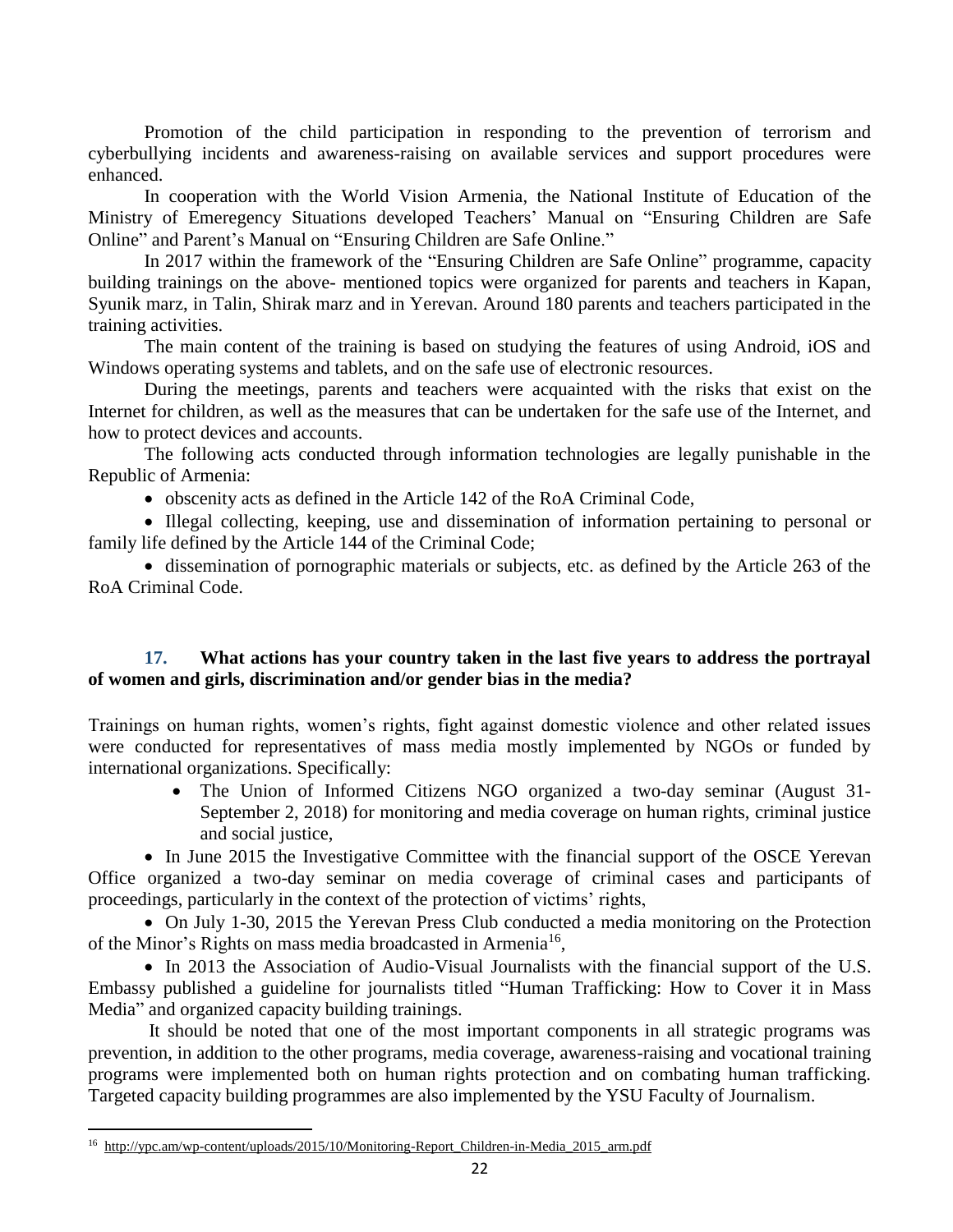Promotion of the child participation in responding to the prevention of terrorism and cyberbullying incidents and awareness-raising on available services and support procedures were enhanced.

In cooperation with the World Vision Armenia, the National Institute of Education of the Ministry of Emeregency Situations developed Teachers' Manual on "Ensuring Children are Safe Online" and Parent's Manual on "Ensuring Children are Safe Online."

In 2017 within the framework of the "Ensuring Children are Safe Online" programme, capacity building trainings on the above- mentioned topics were organized for parents and teachers in Kapan, Syunik marz, in Talin, Shirak marz and in Yerevan. Around 180 parents and teachers participated in the training activities.

The main content of the training is based on studying the features of using Android, iOS and Windows operating systems and tablets, and on the safe use of electronic resources.

During the meetings, parents and teachers were acquainted with the risks that exist on the Internet for children, as well as the measures that can be undertaken for the safe use of the Internet, and how to protect devices and accounts.

The following acts conducted through information technologies are legally punishable in the Republic of Armenia:

- obscenity acts as defined in the Article 142 of the RoA Criminal Code,
- Illegal collecting, keeping, use and dissemination of information pertaining to personal or family life defined by the Article 144 of the Criminal Code;
- dissemination of pornographic materials or subjects, etc. as defined by the Article 263 of the RoA Criminal Code.

### 17. What actions has your country taken in the last five years to address the portrayal of women and girls, discrimination and/or gender bias in the media?

Trainings on human rights, women's rights, fight against domestic violence and other related issues were conducted for representatives of mass media mostly implemented by NGOs or funded by international organizations. Specifically:

- The Union of Informed Citizens NGO organized a two-day seminar (August 31-September 2, 2018) for monitoring and media coverage on human rights, criminal justice and social justice,
- In June 2015 the Investigative Committee with the financial support of the OSCE Yerevan Office organized a two-day seminar on media coverage of criminal cases and participants of proceedings, particularly in the context of the protection of victims' rights,
- On July 1-30, 2015 the Yerevan Press Club conducted a media monitoring on the Protection of the Minor's Rights on mass media broadcasted in Armenia[16],
- In 2013 the Association of Audio-Visual Journalists with the financial support of the U.S. Embassy published a guideline for journalists titled "Human Trafficking: How to Cover it in Mass Media" and organized capacity building trainings.

It should be noted that one of the most important components in all strategic programs was prevention, in addition to the other programs, media coverage, awareness-raising and vocational training programs were implemented both on human rights protection and on combating human trafficking. Targeted capacity building programmes are also implemented by the YSU Faculty of Journalism.

[16] http://ypc.am/wp-content/uploads/2015/10/Monitoring-Report_Children-in-Media_2015_arm.pdf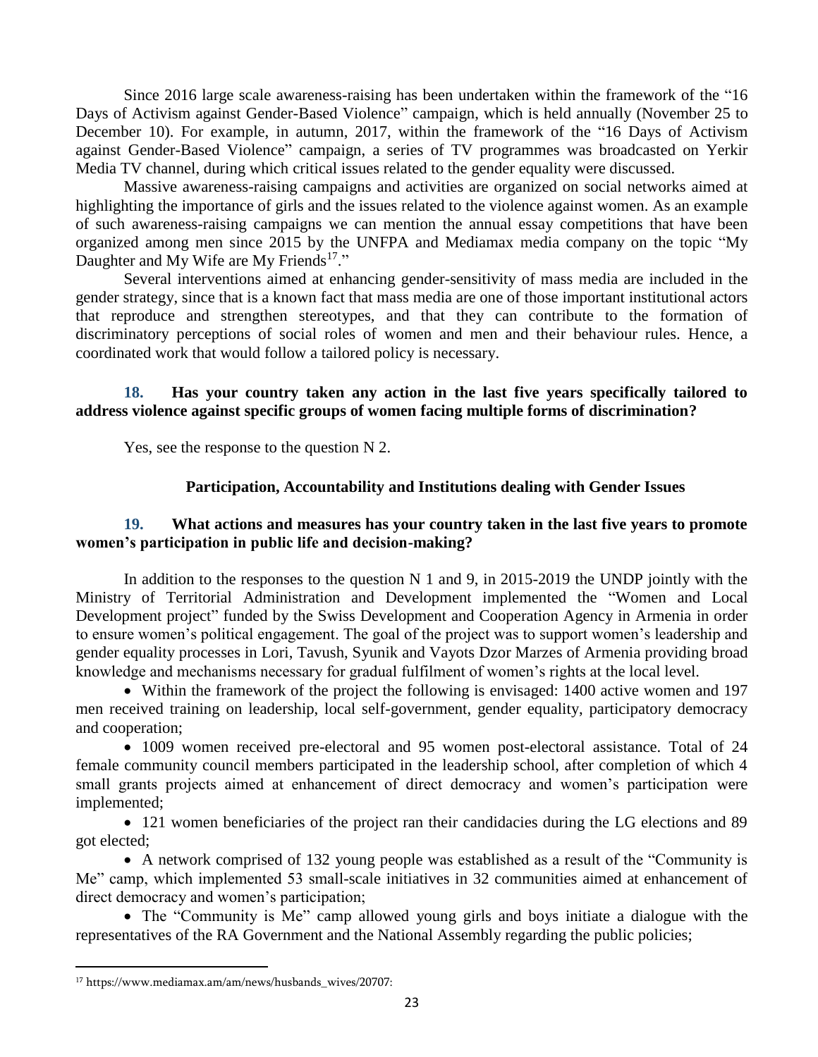Since 2016 large scale awareness-raising has been undertaken within the framework of the "16 Days of Activism against Gender-Based Violence" campaign, which is held annually (November 25 to December 10). For example, in autumn, 2017, within the framework of the "16 Days of Activism against Gender-Based Violence" campaign, a series of TV programmes was broadcasted on Yerkir Media TV channel, during which critical issues related to the gender equality were discussed.

Massive awareness-raising campaigns and activities are organized on social networks aimed at highlighting the importance of girls and the issues related to the violence against women. As an example of such awareness-raising campaigns we can mention the annual essay competitions that have been organized among men since 2015 by the UNFPA and Mediamax media company on the topic "My Daughter and My Wife are My Friends[17]."

Several interventions aimed at enhancing gender-sensitivity of mass media are included in the gender strategy, since that is a known fact that mass media are one of those important institutional actors that reproduce and strengthen stereotypes, and that they can contribute to the formation of discriminatory perceptions of social roles of women and men and their behaviour rules. Hence, a coordinated work that would follow a tailored policy is necessary.

**18. Has your country taken any action in the last five years specifically tailored to address violence against specific groups of women facing multiple forms of discrimination?**

Yes, see the response to the question N 2.

### Participation, Accountability and Institutions dealing with Gender Issues

**19. What actions and measures has your country taken in the last five years to promote women's participation in public life and decision-making?**

In addition to the responses to the question N 1 and 9, in 2015-2019 the UNDP jointly with the Ministry of Territorial Administration and Development implemented the "Women and Local Development project" funded by the Swiss Development and Cooperation Agency in Armenia in order to ensure women's political engagement. The goal of the project was to support women's leadership and gender equality processes in Lori, Tavush, Syunik and Vayots Dzor Marzes of Armenia providing broad knowledge and mechanisms necessary for gradual fulfilment of women's rights at the local level.

- Within the framework of the project the following is envisaged: 1400 active women and 197 men received training on leadership, local self-government, gender equality, participatory democracy and cooperation;
- 1009 women received pre-electoral and 95 women post-electoral assistance. Total of 24 female community council members participated in the leadership school, after completion of which 4 small grants projects aimed at enhancement of direct democracy and women's participation were implemented;
- 121 women beneficiaries of the project ran their candidacies during the LG elections and 89 got elected;
- A network comprised of 132 young people was established as a result of the "Community is Me" camp, which implemented 53 small-scale initiatives in 32 communities aimed at enhancement of direct democracy and women's participation;
- The "Community is Me" camp allowed young girls and boys initiate a dialogue with the representatives of the RA Government and the National Assembly regarding the public policies;

[17] https://www.mediamax.am/am/news/husbands_wives/20707: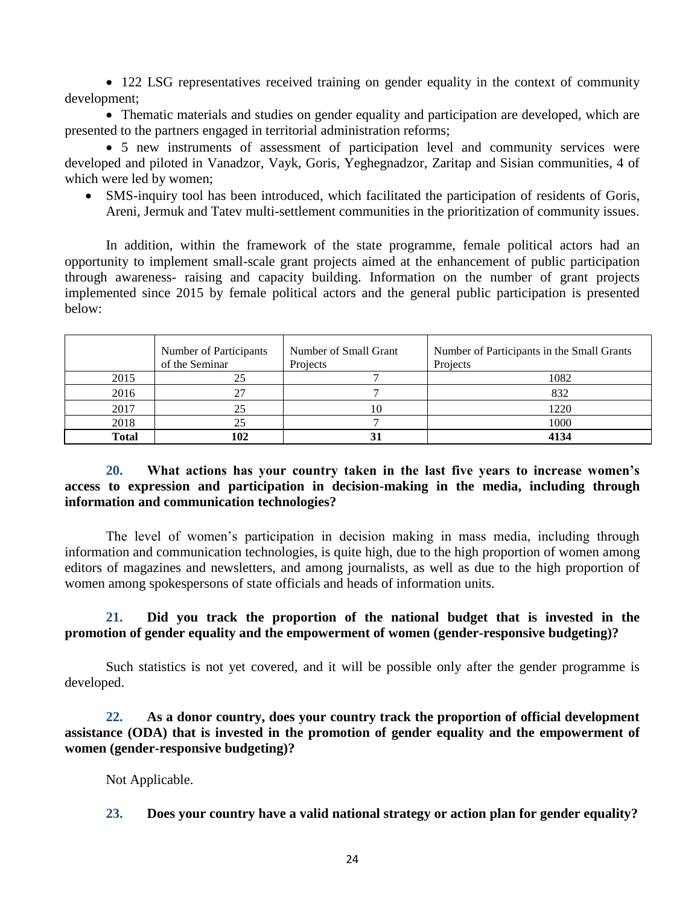- 122 LSG representatives received training on gender equality in the context of community development;
- Thematic materials and studies on gender equality and participation are developed, which are presented to the partners engaged in territorial administration reforms;
- 5 new instruments of assessment of participation level and community services were developed and piloted in Vanadzor, Vayk, Goris, Yeghegnadzor, Zaritap and Sisian communities, 4 of which were led by women;
- SMS-inquiry tool has been introduced, which facilitated the participation of residents of Goris, Areni, Jermuk and Tatev multi-settlement communities in the prioritization of community issues.

In addition, within the framework of the state programme, female political actors had an opportunity to implement small-scale grant projects aimed at the enhancement of public participation through awareness- raising and capacity building. Information on the number of grant projects implemented since 2015 by female political actors and the general public participation is presented below:

| | Number of Participants of the Seminar | Number of Small Grant Projects | Number of Participants in the Small Grants Projects |
|---|---|---|---|
| 2015 | 25 | 7 | 1082 |
| 2016 | 27 | 7 | 832 |
| 2017 | 25 | 10 | 1220 |
| 2018 | 25 | 7 | 1000 |
| **Total** | **102** | **31** | **4134** |

**20. What actions has your country taken in the last five years to increase women's access to expression and participation in decision-making in the media, including through information and communication technologies?**

The level of women's participation in decision making in mass media, including through information and communication technologies, is quite high, due to the high proportion of women among editors of magazines and newsletters, and among journalists, as well as due to the high proportion of women among spokespersons of state officials and heads of information units.

**21. Did you track the proportion of the national budget that is invested in the promotion of gender equality and the empowerment of women (gender-responsive budgeting)?**

Such statistics is not yet covered, and it will be possible only after the gender programme is developed.

**22. As a donor country, does your country track the proportion of official development assistance (ODA) that is invested in the promotion of gender equality and the empowerment of women (gender-responsive budgeting)?**

Not Applicable.

**23. Does your country have a valid national strategy or action plan for gender equality?**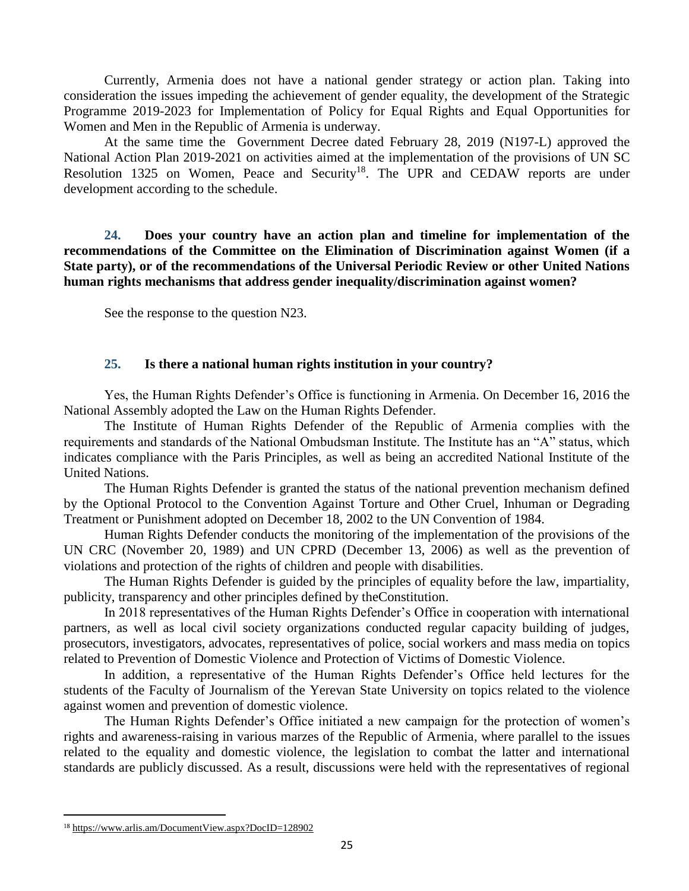Currently, Armenia does not have a national gender strategy or action plan. Taking into consideration the issues impeding the achievement of gender equality, the development of the Strategic Programme 2019-2023 for Implementation of Policy for Equal Rights and Equal Opportunities for Women and Men in the Republic of Armenia is underway.

At the same time the Government Decree dated February 28, 2019 (N197-L) approved the National Action Plan 2019-2021 on activities aimed at the implementation of the provisions of UN SC Resolution 1325 on Women, Peace and Security[18]. The UPR and CEDAW reports are under development according to the schedule.

**24. Does your country have an action plan and timeline for implementation of the recommendations of the Committee on the Elimination of Discrimination against Women (if a State party), or of the recommendations of the Universal Periodic Review or other United Nations human rights mechanisms that address gender inequality/discrimination against women?**

See the response to the question N23.

**25. Is there a national human rights institution in your country?**

Yes, the Human Rights Defender's Office is functioning in Armenia. On December 16, 2016 the National Assembly adopted the Law on the Human Rights Defender.

The Institute of Human Rights Defender of the Republic of Armenia complies with the requirements and standards of the National Ombudsman Institute. The Institute has an "A" status, which indicates compliance with the Paris Principles, as well as being an accredited National Institute of the United Nations.

The Human Rights Defender is granted the status of the national prevention mechanism defined by the Optional Protocol to the Convention Against Torture and Other Cruel, Inhuman or Degrading Treatment or Punishment adopted on December 18, 2002 to the UN Convention of 1984.

Human Rights Defender conducts the monitoring of the implementation of the provisions of the UN CRC (November 20, 1989) and UN CPRD (December 13, 2006) as well as the prevention of violations and protection of the rights of children and people with disabilities.

The Human Rights Defender is guided by the principles of equality before the law, impartiality, publicity, transparency and other principles defined by theConstitution.

In 2018 representatives of the Human Rights Defender's Office in cooperation with international partners, as well as local civil society organizations conducted regular capacity building of judges, prosecutors, investigators, advocates, representatives of police, social workers and mass media on topics related to Prevention of Domestic Violence and Protection of Victims of Domestic Violence.

In addition, a representative of the Human Rights Defender's Office held lectures for the students of the Faculty of Journalism of the Yerevan State University on topics related to the violence against women and prevention of domestic violence.

The Human Rights Defender's Office initiated a new campaign for the protection of women's rights and awareness-raising in various marzes of the Republic of Armenia, where parallel to the issues related to the equality and domestic violence, the legislation to combat the latter and international standards are publicly discussed. As a result, discussions were held with the representatives of regional

---

[18] https://www.arlis.am/DocumentView.aspx?DocID=128902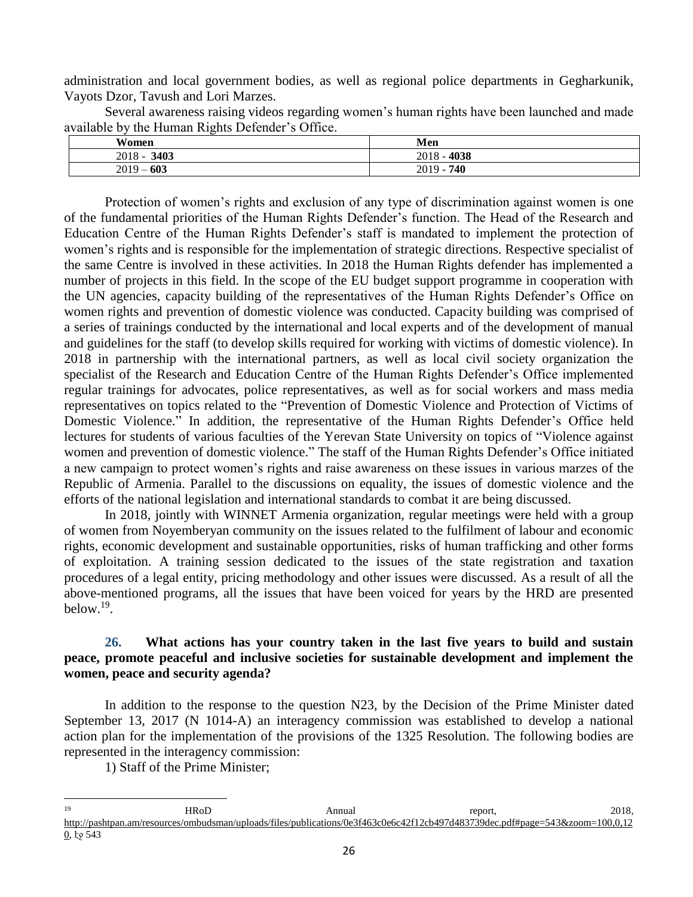administration and local government bodies, as well as regional police departments in Gegharkunik, Vayots Dzor, Tavush and Lori Marzes.

Several awareness raising videos regarding women's human rights have been launched and made available by the Human Rights Defender's Office.

| Women | Men |
|---|---|
| 2018 - **3403** | 2018 - **4038** |
| 2019 – **603** | 2019 - **740** |

Protection of women's rights and exclusion of any type of discrimination against women is one of the fundamental priorities of the Human Rights Defender's function. The Head of the Research and Education Centre of the Human Rights Defender's staff is mandated to implement the protection of women's rights and is responsible for the implementation of strategic directions. Respective specialist of the same Centre is involved in these activities. In 2018 the Human Rights defender has implemented a number of projects in this field. In the scope of the EU budget support programme in cooperation with the UN agencies, capacity building of the representatives of the Human Rights Defender's Office on women rights and prevention of domestic violence was conducted. Capacity building was comprised of a series of trainings conducted by the international and local experts and of the development of manual and guidelines for the staff (to develop skills required for working with victims of domestic violence). In 2018 in partnership with the international partners, as well as local civil society organization the specialist of the Research and Education Centre of the Human Rights Defender's Office implemented regular trainings for advocates, police representatives, as well as for social workers and mass media representatives on topics related to the "Prevention of Domestic Violence and Protection of Victims of Domestic Violence." In addition, the representative of the Human Rights Defender's Office held lectures for students of various faculties of the Yerevan State University on topics of "Violence against women and prevention of domestic violence." The staff of the Human Rights Defender's Office initiated a new campaign to protect women's rights and raise awareness on these issues in various marzes of the Republic of Armenia. Parallel to the discussions on equality, the issues of domestic violence and the efforts of the national legislation and international standards to combat it are being discussed.

In 2018, jointly with WINNET Armenia organization, regular meetings were held with a group of women from Noyemberyan community on the issues related to the fulfilment of labour and economic rights, economic development and sustainable opportunities, risks of human trafficking and other forms of exploitation. A training session dedicated to the issues of the state registration and taxation procedures of a legal entity, pricing methodology and other issues were discussed. As a result of all the above-mentioned programs, all the issues that have been voiced for years by the HRD are presented below.[19].

### 26. What actions has your country taken in the last five years to build and sustain peace, promote peaceful and inclusive societies for sustainable development and implement the women, peace and security agenda?

In addition to the response to the question N23, by the Decision of the Prime Minister dated September 13, 2017 (N 1014-A) an interagency commission was established to develop a national action plan for the implementation of the provisions of the 1325 Resolution. The following bodies are represented in the interagency commission:

1) Staff of the Prime Minister;

---

[19] HRoD Annual report, 2018, http://pashtpan.am/resources/ombudsman/uploads/files/publications/0e3f463c0e6c42f12cb497d483739dec.pdf#page=543&zoom=100,0,120, էջ 543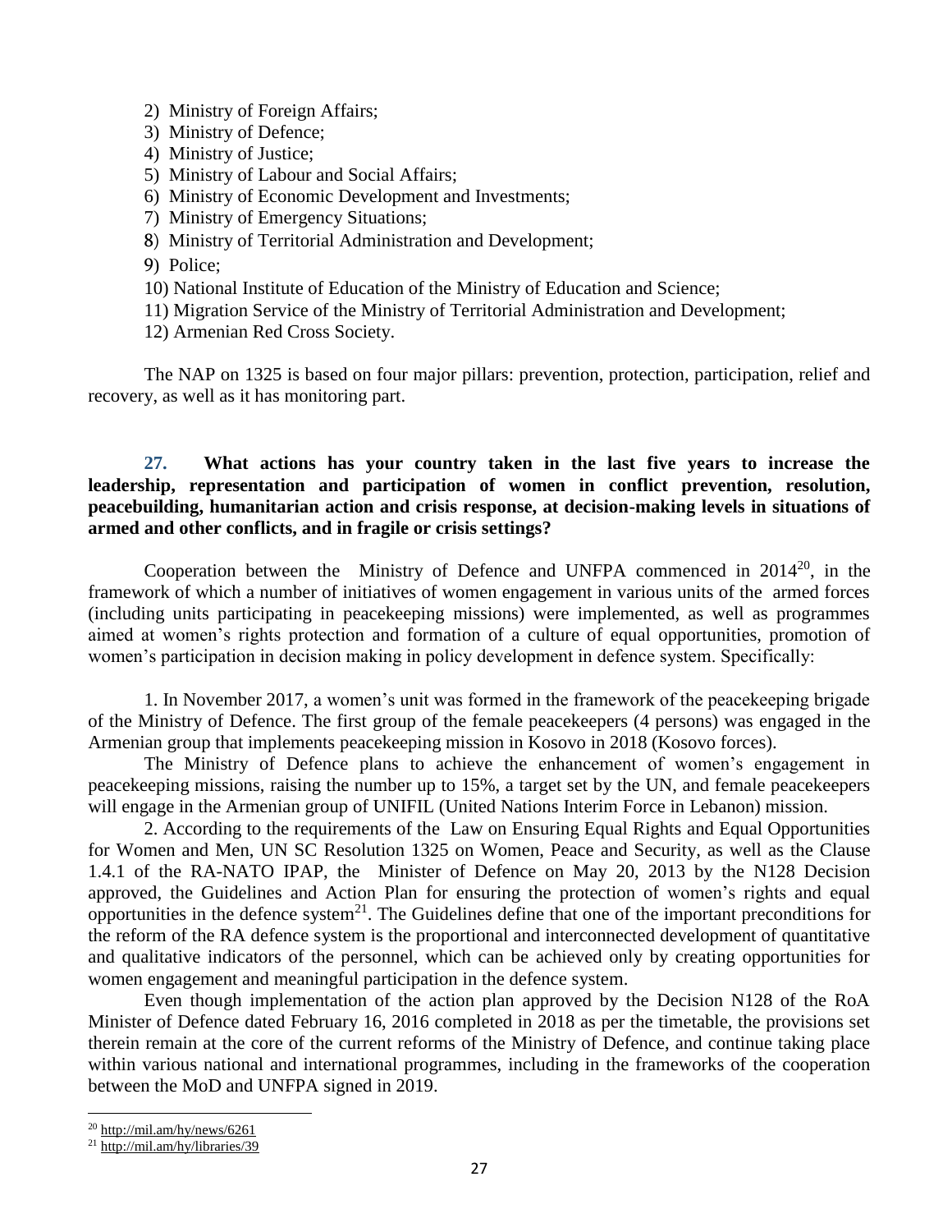2) Ministry of Foreign Affairs;
3) Ministry of Defence;
4) Ministry of Justice;
5) Ministry of Labour and Social Affairs;
6) Ministry of Economic Development and Investments;
7) Ministry of Emergency Situations;
8) Ministry of Territorial Administration and Development;
9) Police;
10) National Institute of Education of the Ministry of Education and Science;
11) Migration Service of the Ministry of Territorial Administration and Development;
12) Armenian Red Cross Society.

The NAP on 1325 is based on four major pillars: prevention, protection, participation, relief and recovery, as well as it has monitoring part.

**27. What actions has your country taken in the last five years to increase the leadership, representation and participation of women in conflict prevention, resolution, peacebuilding, humanitarian action and crisis response, at decision-making levels in situations of armed and other conflicts, and in fragile or crisis settings?**

Cooperation between the Ministry of Defence and UNFPA commenced in 2014[20], in the framework of which a number of initiatives of women engagement in various units of the armed forces (including units participating in peacekeeping missions) were implemented, as well as programmes aimed at women's rights protection and formation of a culture of equal opportunities, promotion of women's participation in decision making in policy development in defence system. Specifically:

1. In November 2017, a women's unit was formed in the framework of the peacekeeping brigade of the Ministry of Defence. The first group of the female peacekeepers (4 persons) was engaged in the Armenian group that implements peacekeeping mission in Kosovo in 2018 (Kosovo forces).

The Ministry of Defence plans to achieve the enhancement of women's engagement in peacekeeping missions, raising the number up to 15%, a target set by the UN, and female peacekeepers will engage in the Armenian group of UNIFIL (United Nations Interim Force in Lebanon) mission.

2. According to the requirements of the Law on Ensuring Equal Rights and Equal Opportunities for Women and Men, UN SC Resolution 1325 on Women, Peace and Security, as well as the Clause 1.4.1 of the RA-NATO IPAP, the Minister of Defence on May 20, 2013 by the N128 Decision approved, the Guidelines and Action Plan for ensuring the protection of women's rights and equal opportunities in the defence system[21]. The Guidelines define that one of the important preconditions for the reform of the RA defence system is the proportional and interconnected development of quantitative and qualitative indicators of the personnel, which can be achieved only by creating opportunities for women engagement and meaningful participation in the defence system.

Even though implementation of the action plan approved by the Decision N128 of the RoA Minister of Defence dated February 16, 2016 completed in 2018 as per the timetable, the provisions set therein remain at the core of the current reforms of the Ministry of Defence, and continue taking place within various national and international programmes, including in the frameworks of the cooperation between the MoD and UNFPA signed in 2019.

[20] http://mil.am/hy/news/6261

[21] http://mil.am/hy/libraries/39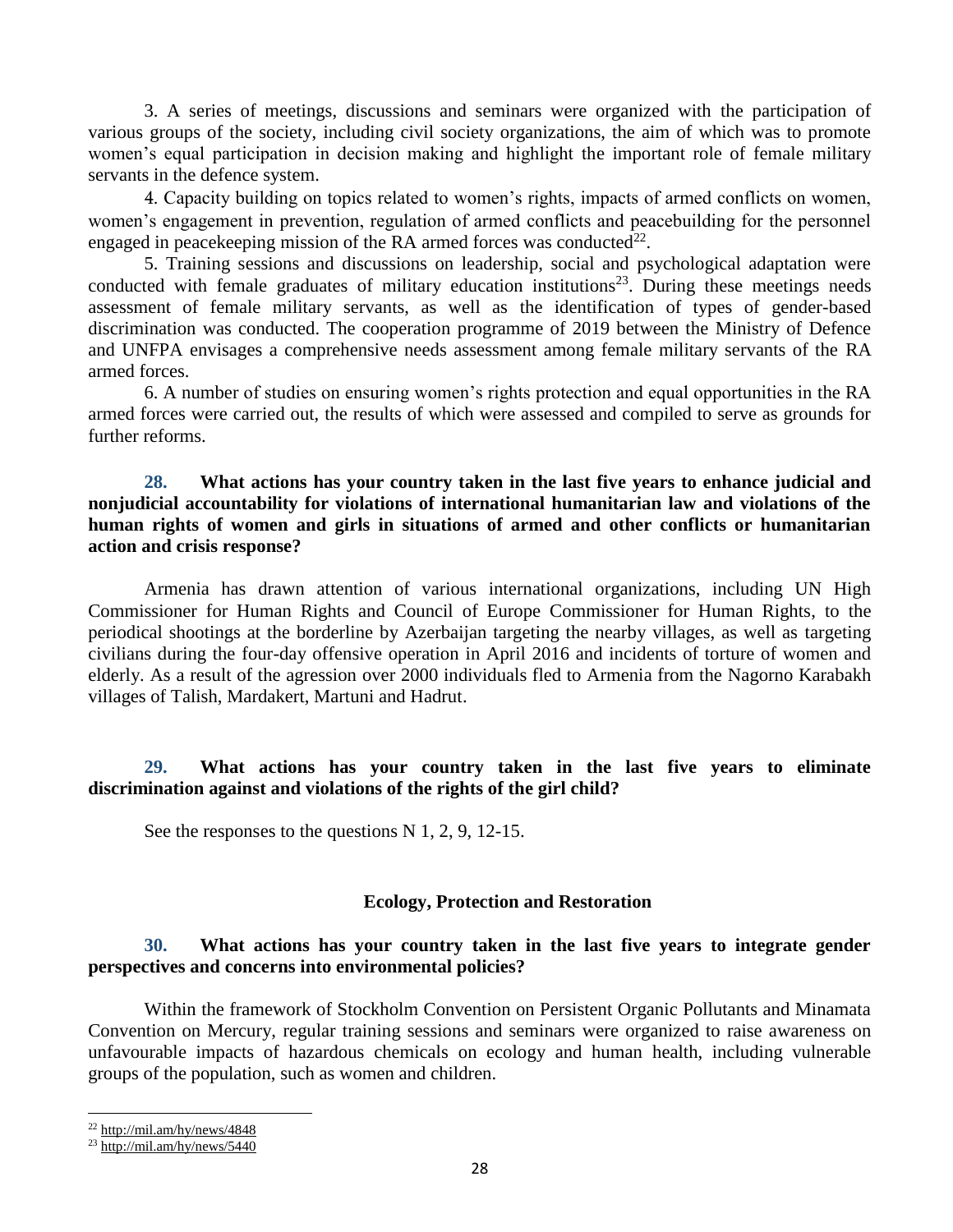3. A series of meetings, discussions and seminars were organized with the participation of various groups of the society, including civil society organizations, the aim of which was to promote women's equal participation in decision making and highlight the important role of female military servants in the defence system.

4. Capacity building on topics related to women's rights, impacts of armed conflicts on women, women's engagement in prevention, regulation of armed conflicts and peacebuilding for the personnel engaged in peacekeeping mission of the RA armed forces was conducted[22].

5. Training sessions and discussions on leadership, social and psychological adaptation were conducted with female graduates of military education institutions[23]. During these meetings needs assessment of female military servants, as well as the identification of types of gender-based discrimination was conducted. The cooperation programme of 2019 between the Ministry of Defence and UNFPA envisages a comprehensive needs assessment among female military servants of the RA armed forces.

6. A number of studies on ensuring women's rights protection and equal opportunities in the RA armed forces were carried out, the results of which were assessed and compiled to serve as grounds for further reforms.

**28. What actions has your country taken in the last five years to enhance judicial and nonjudicial accountability for violations of international humanitarian law and violations of the human rights of women and girls in situations of armed and other conflicts or humanitarian action and crisis response?**

Armenia has drawn attention of various international organizations, including UN High Commissioner for Human Rights and Council of Europe Commissioner for Human Rights, to the periodical shootings at the borderline by Azerbaijan targeting the nearby villages, as well as targeting civilians during the four-day offensive operation in April 2016 and incidents of torture of women and elderly. As a result of the agression over 2000 individuals fled to Armenia from the Nagorno Karabakh villages of Talish, Mardakert, Martuni and Hadrut.

**29. What actions has your country taken in the last five years to eliminate discrimination against and violations of the rights of the girl child?**

See the responses to the questions N 1, 2, 9, 12-15.

## Ecology, Protection and Restoration

**30. What actions has your country taken in the last five years to integrate gender perspectives and concerns into environmental policies?**

Within the framework of Stockholm Convention on Persistent Organic Pollutants and Minamata Convention on Mercury, regular training sessions and seminars were organized to raise awareness on unfavourable impacts of hazardous chemicals on ecology and human health, including vulnerable groups of the population, such as women and children.

---

[22] http://mil.am/hy/news/4848

[23] http://mil.am/hy/news/5440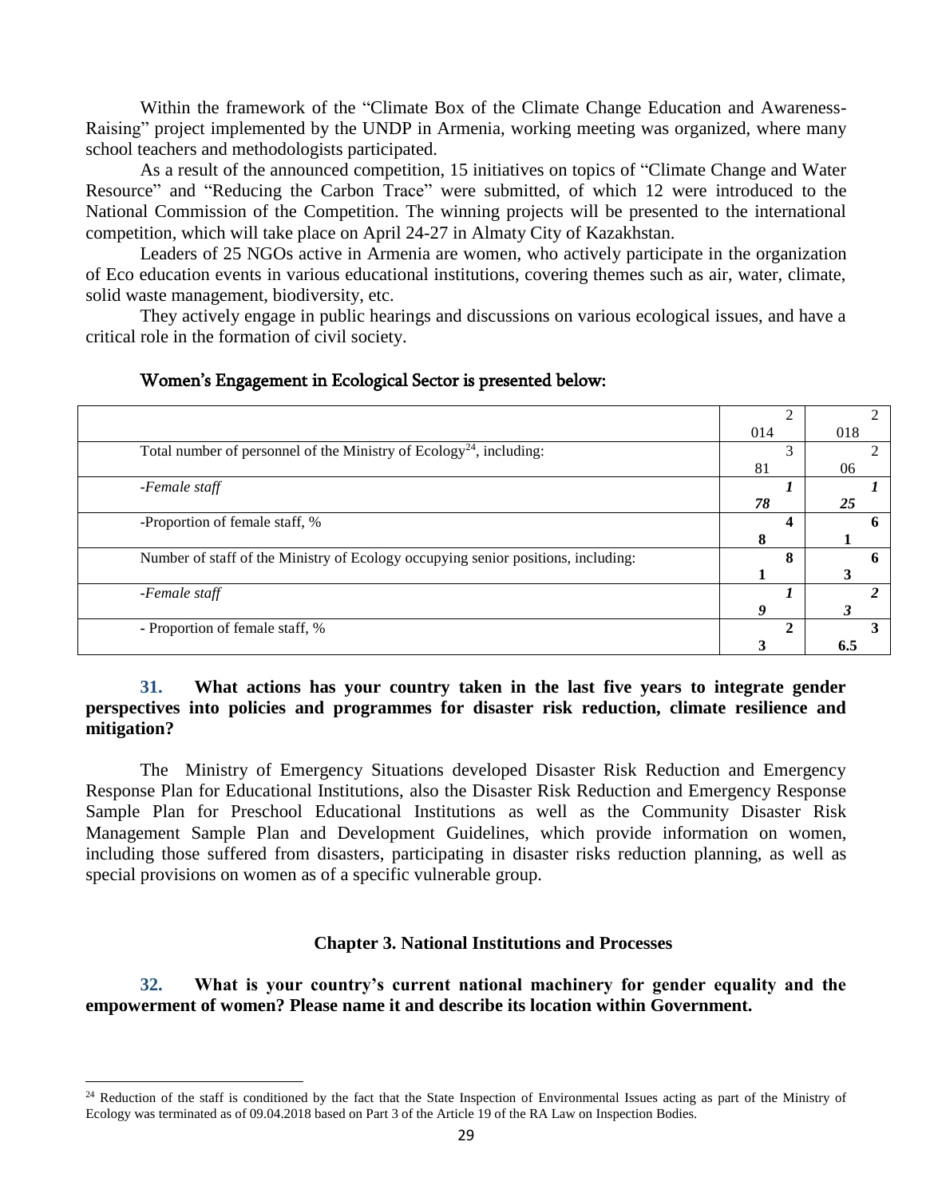Within the framework of the “Climate Box of the Climate Change Education and Awareness-Raising” project implemented by the UNDP in Armenia, working meeting was organized, where many school teachers and methodologists participated.

As a result of the announced competition, 15 initiatives on topics of “Climate Change and Water Resource” and “Reducing the Carbon Trace” were submitted, of which 12 were introduced to the National Commission of the Competition. The winning projects will be presented to the international competition, which will take place on April 24-27 in Almaty City of Kazakhstan.

Leaders of 25 NGOs active in Armenia are women, who actively participate in the organization of Eco education events in various educational institutions, covering themes such as air, water, climate, solid waste management, biodiversity, etc.

They actively engage in public hearings and discussions on various ecological issues, and have a critical role in the formation of civil society.

**Women’s Engagement in Ecological Sector is presented below:**

| | 2014 | 2018 |
|---|---|---|
| Total number of personnel of the Ministry of Ecology[24], including: | 381 | 206 |
| *-Female staff* | ***178*** | ***125*** |
| -Proportion of female staff, % | **48** | **61** |
| Number of staff of the Ministry of Ecology occupying senior positions, including: | **81** | **63** |
| *-Female staff* | ***19*** | ***23*** |
| - Proportion of female staff, % | **23** | **36.5** |

### 31. What actions has your country taken in the last five years to integrate gender perspectives into policies and programmes for disaster risk reduction, climate resilience and mitigation?

The Ministry of Emergency Situations developed Disaster Risk Reduction and Emergency Response Plan for Educational Institutions, also the Disaster Risk Reduction and Emergency Response Sample Plan for Preschool Educational Institutions as well as the Community Disaster Risk Management Sample Plan and Development Guidelines, which provide information on women, including those suffered from disasters, participating in disaster risks reduction planning, as well as special provisions on women as of a specific vulnerable group.

## Chapter 3. National Institutions and Processes

### 32. What is your country’s current national machinery for gender equality and the empowerment of women? Please name it and describe its location within Government.

[24] Reduction of the staff is conditioned by the fact that the State Inspection of Environmental Issues acting as part of the Ministry of Ecology was terminated as of 09.04.2018 based on Part 3 of the Article 19 of the RA Law on Inspection Bodies.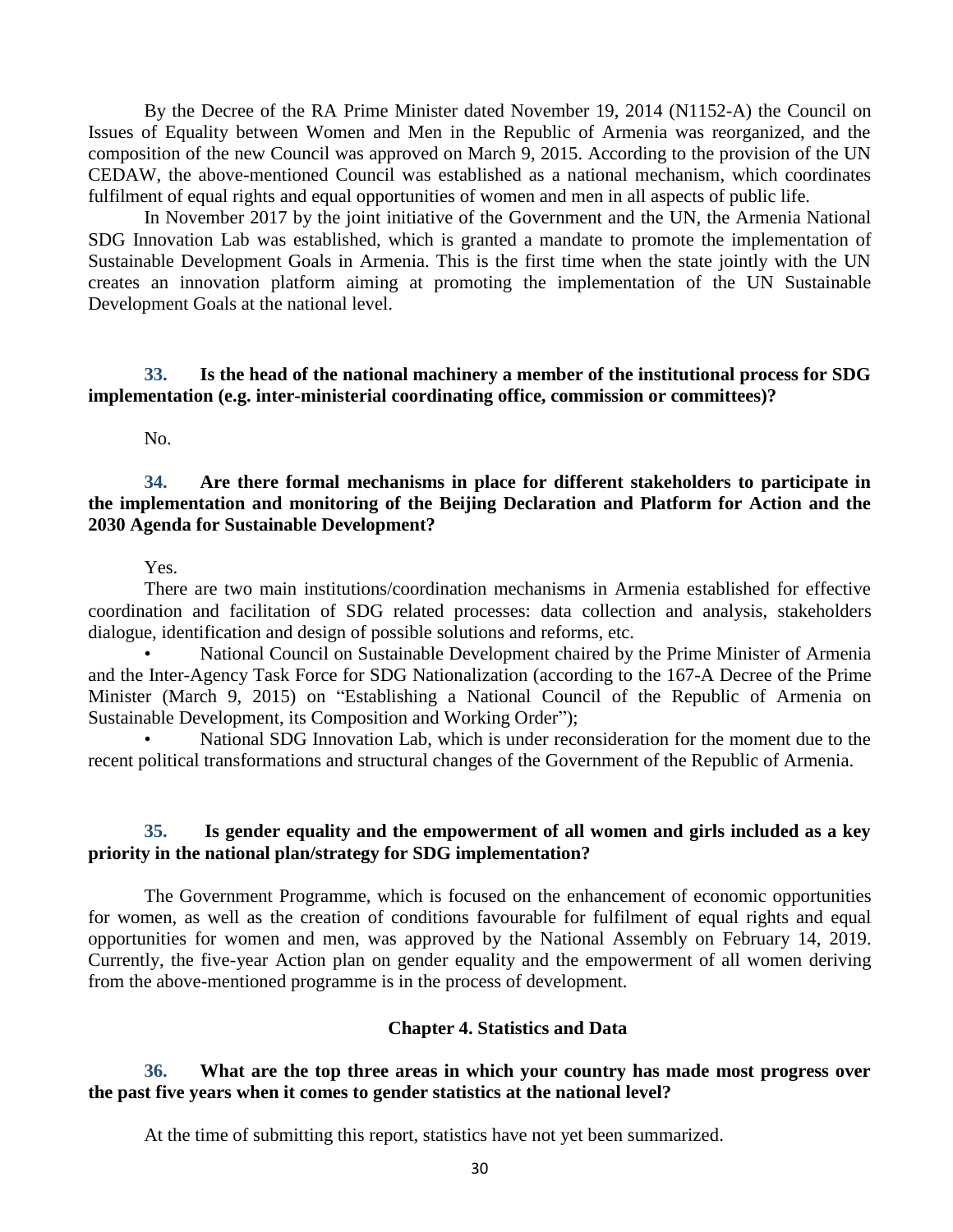By the Decree of the RA Prime Minister dated November 19, 2014 (N1152-A) the Council on Issues of Equality between Women and Men in the Republic of Armenia was reorganized, and the composition of the new Council was approved on March 9, 2015. According to the provision of the UN CEDAW, the above-mentioned Council was established as a national mechanism, which coordinates fulfilment of equal rights and equal opportunities of women and men in all aspects of public life.

In November 2017 by the joint initiative of the Government and the UN, the Armenia National SDG Innovation Lab was established, which is granted a mandate to promote the implementation of Sustainable Development Goals in Armenia. This is the first time when the state jointly with the UN creates an innovation platform aiming at promoting the implementation of the UN Sustainable Development Goals at the national level.

**33. Is the head of the national machinery a member of the institutional process for SDG implementation (e.g. inter-ministerial coordinating office, commission or committees)?**

No.

**34. Are there formal mechanisms in place for different stakeholders to participate in the implementation and monitoring of the Beijing Declaration and Platform for Action and the 2030 Agenda for Sustainable Development?**

Yes.

There are two main institutions/coordination mechanisms in Armenia established for effective coordination and facilitation of SDG related processes: data collection and analysis, stakeholders dialogue, identification and design of possible solutions and reforms, etc.

- National Council on Sustainable Development chaired by the Prime Minister of Armenia and the Inter-Agency Task Force for SDG Nationalization (according to the 167-A Decree of the Prime Minister (March 9, 2015) on "Establishing a National Council of the Republic of Armenia on Sustainable Development, its Composition and Working Order");
- National SDG Innovation Lab, which is under reconsideration for the moment due to the recent political transformations and structural changes of the Government of the Republic of Armenia.

**35. Is gender equality and the empowerment of all women and girls included as a key priority in the national plan/strategy for SDG implementation?**

The Government Programme, which is focused on the enhancement of economic opportunities for women, as well as the creation of conditions favourable for fulfilment of equal rights and equal opportunities for women and men, was approved by the National Assembly on February 14, 2019. Currently, the five-year Action plan on gender equality and the empowerment of all women deriving from the above-mentioned programme is in the process of development.

## Chapter 4. Statistics and Data

**36. What are the top three areas in which your country has made most progress over the past five years when it comes to gender statistics at the national level?**

At the time of submitting this report, statistics have not yet been summarized.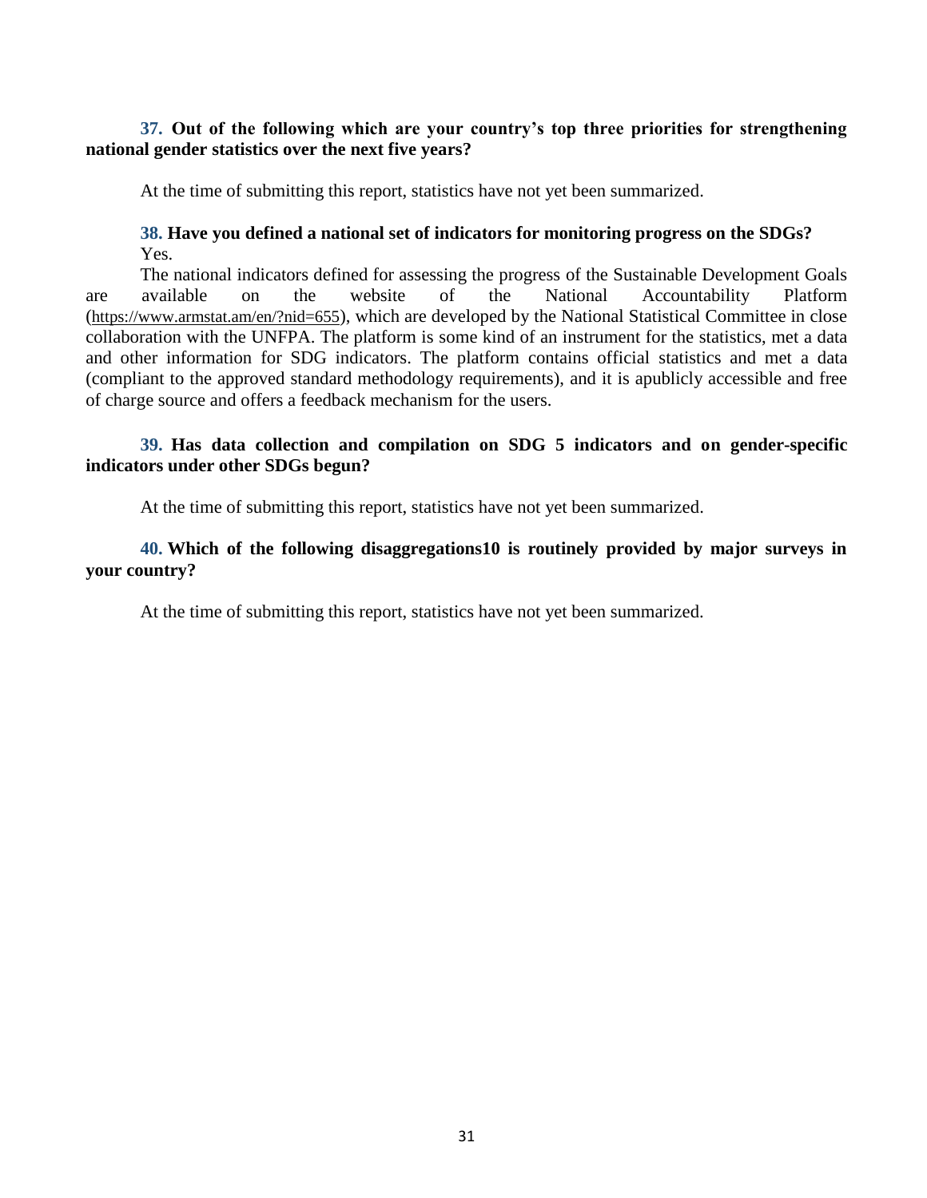**37. Out of the following which are your country's top three priorities for strengthening national gender statistics over the next five years?**

At the time of submitting this report, statistics have not yet been summarized.

**38. Have you defined a national set of indicators for monitoring progress on the SDGs?**

Yes.

The national indicators defined for assessing the progress of the Sustainable Development Goals are available on the website of the National Accountability Platform (https://www.armstat.am/en/?nid=655), which are developed by the National Statistical Committee in close collaboration with the UNFPA. The platform is some kind of an instrument for the statistics, met a data and other information for SDG indicators. The platform contains official statistics and met a data (compliant to the approved standard methodology requirements), and it is apublicly accessible and free of charge source and offers a feedback mechanism for the users.

**39. Has data collection and compilation on SDG 5 indicators and on gender-specific indicators under other SDGs begun?**

At the time of submitting this report, statistics have not yet been summarized.

**40. Which of the following disaggregations10 is routinely provided by major surveys in your country?**

At the time of submitting this report, statistics have not yet been summarized.